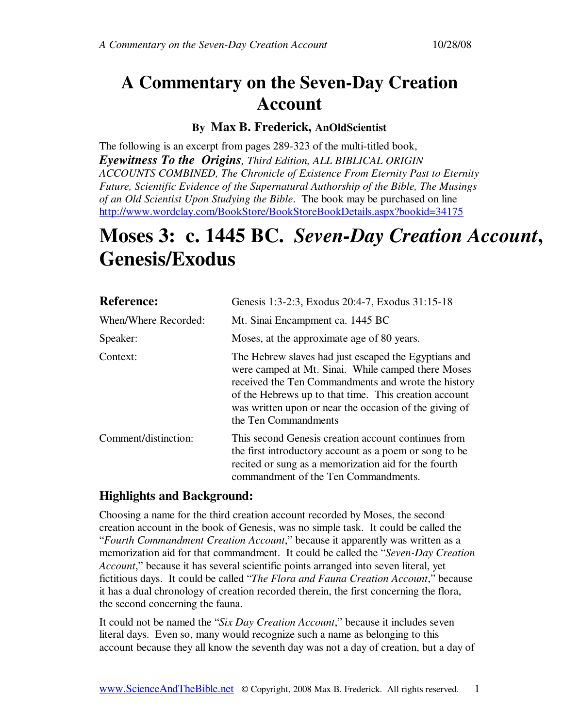# A Commentary on the Seven-Day Creation Account

### By Max B. Frederick, AnOldScientist

The following is an excerpt from pages 289-323 of the multi-titled book, ***Eyewitness To the Origins***, *Third Edition, ALL BIBLICAL ORIGIN ACCOUNTS COMBINED, The Chronicle of Existence From Eternity Past to Eternity Future, Scientific Evidence of the Supernatural Authorship of the Bible, The Musings of an Old Scientist Upon Studying the Bible*. The book may be purchased on line http://www.wordclay.com/BookStore/BookStoreBookDetails.aspx?bookid=34175

# Moses 3: c. 1445 BC. *Seven-Day Creation Account*, Genesis/Exodus

| **Reference:** | Genesis 1:3-2:3, Exodus 20:4-7, Exodus 31:15-18 |
|---|---|
| When/Where Recorded: | Mt. Sinai Encampment ca. 1445 BC |
| Speaker: | Moses, at the approximate age of 80 years. |
| Context: | The Hebrew slaves had just escaped the Egyptians and were camped at Mt. Sinai. While camped there Moses received the Ten Commandments and wrote the history of the Hebrews up to that time. This creation account was written upon or near the occasion of the giving of the Ten Commandments |
| Comment/distinction: | This second Genesis creation account continues from the first introductory account as a poem or song to be recited or sung as a memorization aid for the fourth commandment of the Ten Commandments. |

## Highlights and Background:

Choosing a name for the third creation account recorded by Moses, the second creation account in the book of Genesis, was no simple task. It could be called the "*Fourth Commandment Creation Account*," because it apparently was written as a memorization aid for that commandment. It could be called the "*Seven-Day Creation Account*," because it has several scientific points arranged into seven literal, yet fictitious days. It could be called "*The Flora and Fauna Creation Account*," because it has a dual chronology of creation recorded therein, the first concerning the flora, the second concerning the fauna.

It could not be named the "*Six Day Creation Account*," because it includes seven literal days. Even so, many would recognize such a name as belonging to this account because they all know the seventh day was not a day of creation, but a day of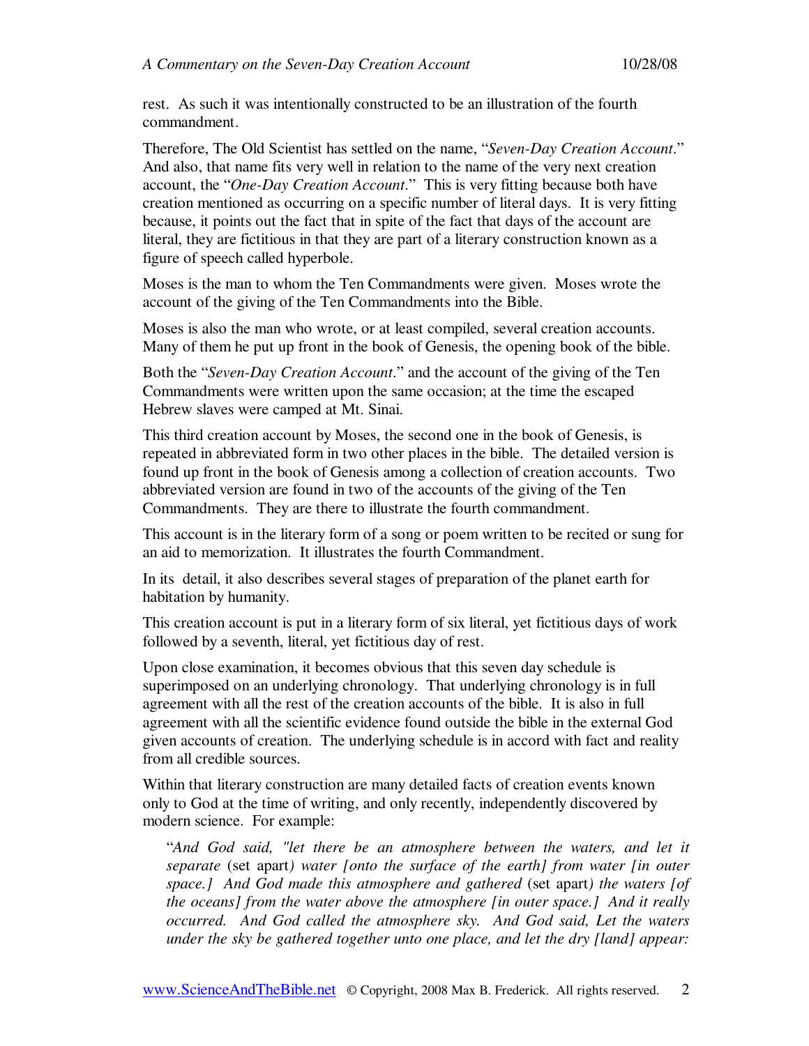rest. As such it was intentionally constructed to be an illustration of the fourth commandment.

Therefore, The Old Scientist has settled on the name, "*Seven-Day Creation Account*." And also, that name fits very well in relation to the name of the very next creation account, the "*One-Day Creation Account*." This is very fitting because both have creation mentioned as occurring on a specific number of literal days. It is very fitting because, it points out the fact that in spite of the fact that days of the account are literal, they are fictitious in that they are part of a literary construction known as a figure of speech called hyperbole.

Moses is the man to whom the Ten Commandments were given. Moses wrote the account of the giving of the Ten Commandments into the Bible.

Moses is also the man who wrote, or at least compiled, several creation accounts. Many of them he put up front in the book of Genesis, the opening book of the bible.

Both the "*Seven-Day Creation Account*." and the account of the giving of the Ten Commandments were written upon the same occasion; at the time the escaped Hebrew slaves were camped at Mt. Sinai.

This third creation account by Moses, the second one in the book of Genesis, is repeated in abbreviated form in two other places in the bible. The detailed version is found up front in the book of Genesis a collection of creation accounts. Two abbreviated version are found in two of the accounts of the giving of the Ten Commandments. They are there to illustrate the fourth commandment.

This account is in the literary form of a song or poem written to be recited or sung for an aid to memorization. It illustrates the fourth Commandment.

In its detail, it also describes several stages of preparation of the planet earth for habitation by humanity.

This creation account is put in a literary form of six literal, yet fictitious days of work followed by a seventh, literal, yet fictitious day of rest.

Upon close examination, it becomes obvious that this seven day schedule is superimposed on an underlying chronology. That underlying chronology is in full agreement with all the rest of the creation accounts of the bible. It is also in full agreement with all the scientific evidence found outside the bible in the external God given accounts of creation. The underlying schedule is in accord with fact and reality from all credible sources.

Within that literary construction are many detailed facts of creation events known only to God at the time of writing, and only recently, independently discovered by modern science. For example:

> "*And God said, "let there be an atmosphere between the waters, and let it separate* (set apart*) water [onto the surface of the earth] from water [in outer space.] And God made this atmosphere and gathered* (set apart*) the waters [of the oceans] from the water above the atmosphere [in outer space.] And it really occurred. And God called the atmosphere sky. And God said, Let the waters under the sky be gathered together unto one place, and let the dry [land] appear:*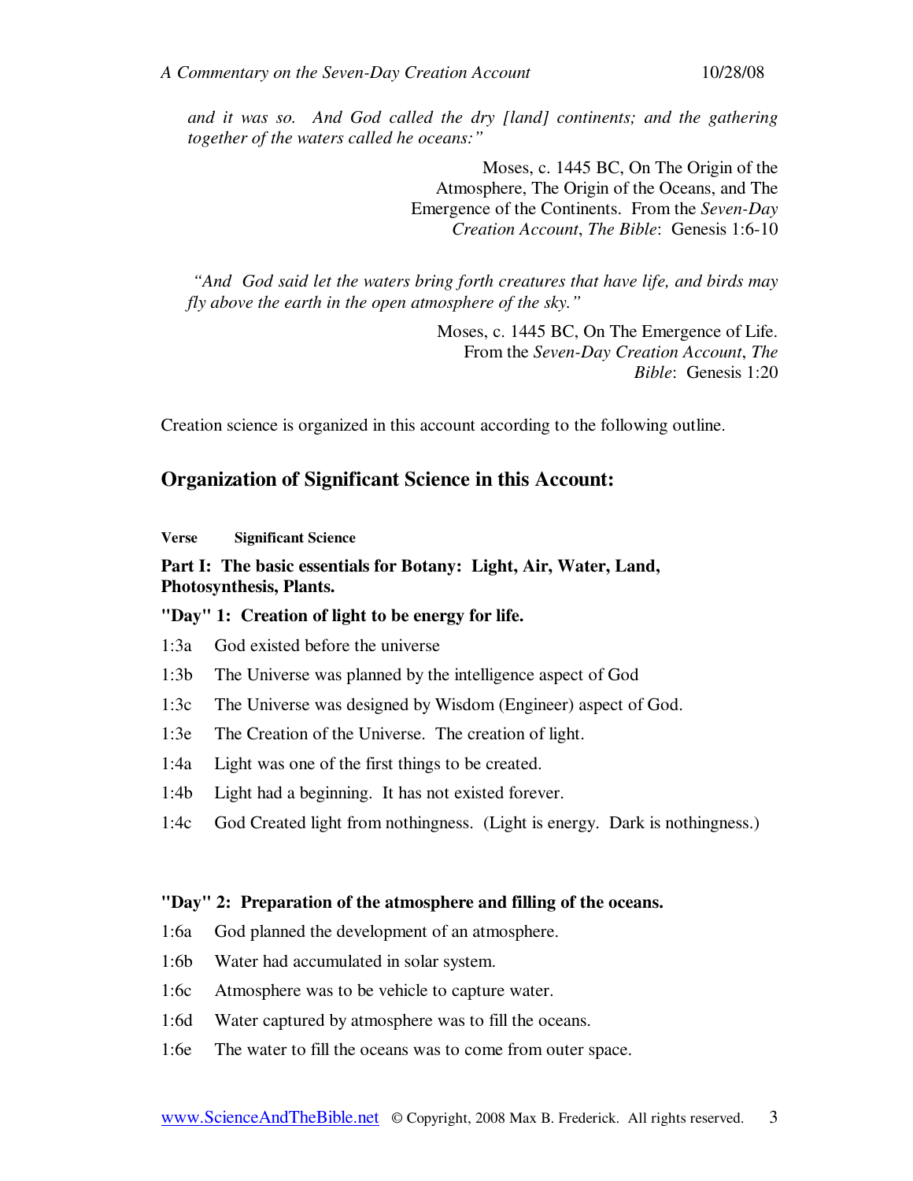*and it was so. And God called the dry [land] continents; and the gathering together of the waters called he oceans:"*

Moses, c. 1445 BC, On The Origin of the Atmosphere, The Origin of the Oceans, and The Emergence of the Continents. From the *Seven-Day Creation Account*, *The Bible*: Genesis 1:6-10

*"And God said let the waters bring forth creatures that have life, and birds may fly above the earth in the open atmosphere of the sky."*

Moses, c. 1445 BC, On The Emergence of Life. From the *Seven-Day Creation Account*, *The Bible*: Genesis 1:20

Creation science is organized in this account according to the following outline.

## Organization of Significant Science in this Account:

**Verse Significant Science**

**Part I: The basic essentials for Botany: Light, Air, Water, Land, Photosynthesis, Plants.**

**"Day" 1: Creation of light to be energy for life.**

1:3a God existed before the universe

1:3b The Universe was planned by the intelligence aspect of God

1:3c The Universe was designed by Wisdom (Engineer) aspect of God.

1:3e The Creation of the Universe. The creation of light.

1:4a Light was one of the first things to be created.

1:4b Light had a beginning. It has not existed forever.

1:4c God Created light from nothingness. (Light is energy. Dark is nothingness.)

**"Day" 2: Preparation of the atmosphere and filling of the oceans.**

1:6a God planned the development of an atmosphere.

1:6b Water had accumulated in solar system.

1:6c Atmosphere was to be vehicle to capture water.

1:6d Water captured by atmosphere was to fill the oceans.

1:6e The water to fill the oceans was to come from outer space.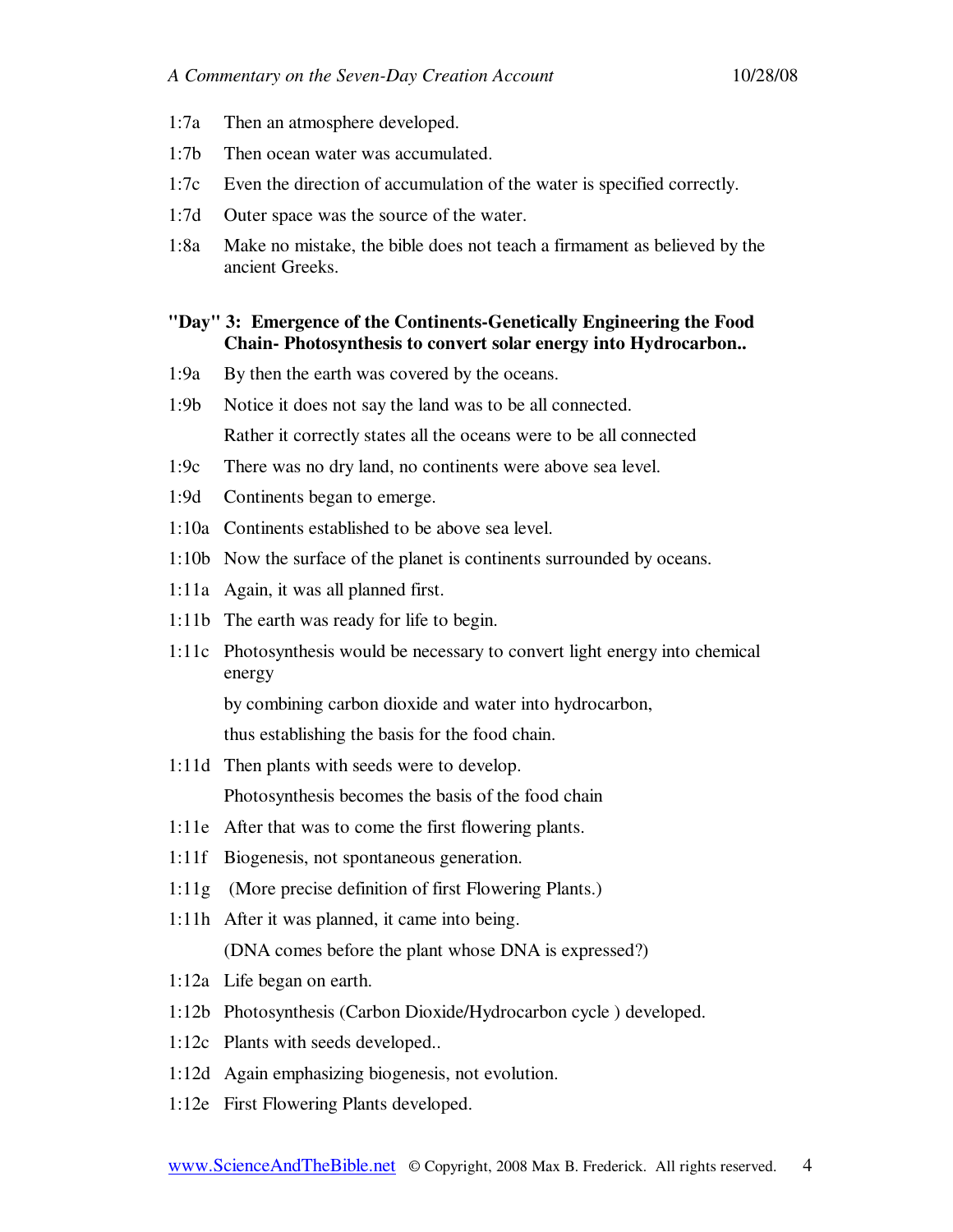1:7a Then an atmosphere developed.

1:7b Then ocean water was accumulated.

1:7c Even the direction of accumulation of the water is specified correctly.

1:7d Outer space was the source of the water.

1:8a Make no mistake, the bible does not teach a firmament as believed by the ancient Greeks.

**"Day" 3: Emergence of the Continents-Genetically Engineering the Food Chain- Photosynthesis to convert solar energy into Hydrocarbon..**

1:9a By then the earth was covered by the oceans.

1:9b Notice it does not say the land was to be all connected.
Rather it correctly states all the oceans were to be all connected

1:9c There was no dry land, no continents were above sea level.

1:9d Continents began to emerge.

1:10a Continents established to be above sea level.

1:10b Now the surface of the planet is continents surrounded by oceans.

1:11a Again, it was all planned first.

1:11b The earth was ready for life to begin.

1:11c Photosynthesis would be necessary to convert light energy into chemical energy
by combining carbon dioxide and water into hydrocarbon,
thus establishing the basis for the food chain.

1:11d Then plants with seeds were to develop.
Photosynthesis becomes the basis of the food chain

1:11e After that was to come the first flowering plants.

1:11f Biogenesis, not spontaneous generation.

1:11g (More precise definition of first Flowering Plants.)

1:11h After it was planned, it came into being.
(DNA comes before the plant whose DNA is expressed?)

1:12a Life began on earth.

1:12b Photosynthesis (Carbon Dioxide/Hydrocarbon cycle ) developed.

1:12c Plants with seeds developed..

1:12d Again emphasizing biogenesis, not evolution.

1:12e First Flowering Plants developed.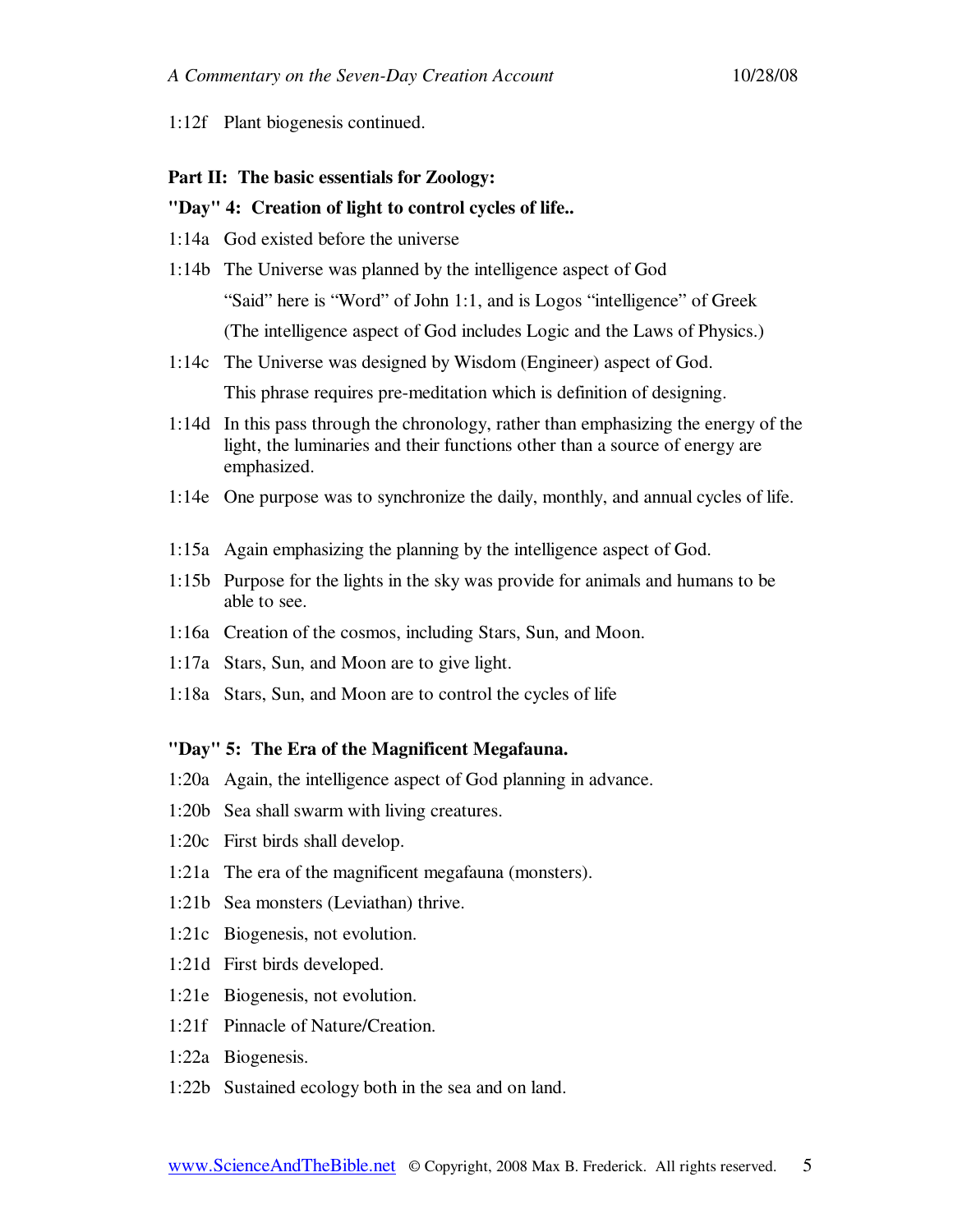1:12f Plant biogenesis continued.

**Part II: The basic essentials for Zoology:**

**"Day" 4: Creation of light to control cycles of life..**

1:14a God existed before the universe

1:14b The Universe was planned by the intelligence aspect of God

"Said" here is "Word" of John 1:1, and is Logos "intelligence" of Greek

(The intelligence aspect of God includes Logic and the Laws of Physics.)

1:14c The Universe was designed by Wisdom (Engineer) aspect of God.

This phrase requires pre-meditation which is definition of designing.

1:14d In this pass through the chronology, rather than emphasizing the energy of the light, the luminaries and their functions other than a source of energy are emphasized.

1:14e One purpose was to synchronize the daily, monthly, and annual cycles of life.

1:15a Again emphasizing the planning by the intelligence aspect of God.

1:15b Purpose for the lights in the sky was provide for animals and humans to be able to see.

1:16a Creation of the cosmos, including Stars, Sun, and Moon.

1:17a Stars, Sun, and Moon are to give light.

1:18a Stars, Sun, and Moon are to control the cycles of life

**"Day" 5: The Era of the Magnificent Megafauna.**

1:20a Again, the intelligence aspect of God planning in advance.

1:20b Sea shall swarm with living creatures.

1:20c First birds shall develop.

1:21a The era of the magnificent megafauna (monsters).

1:21b Sea monsters (Leviathan) thrive.

1:21c Biogenesis, not evolution.

1:21d First birds developed.

1:21e Biogenesis, not evolution.

1:21f Pinnacle of Nature/Creation.

1:22a Biogenesis.

1:22b Sustained ecology both in the sea and on land.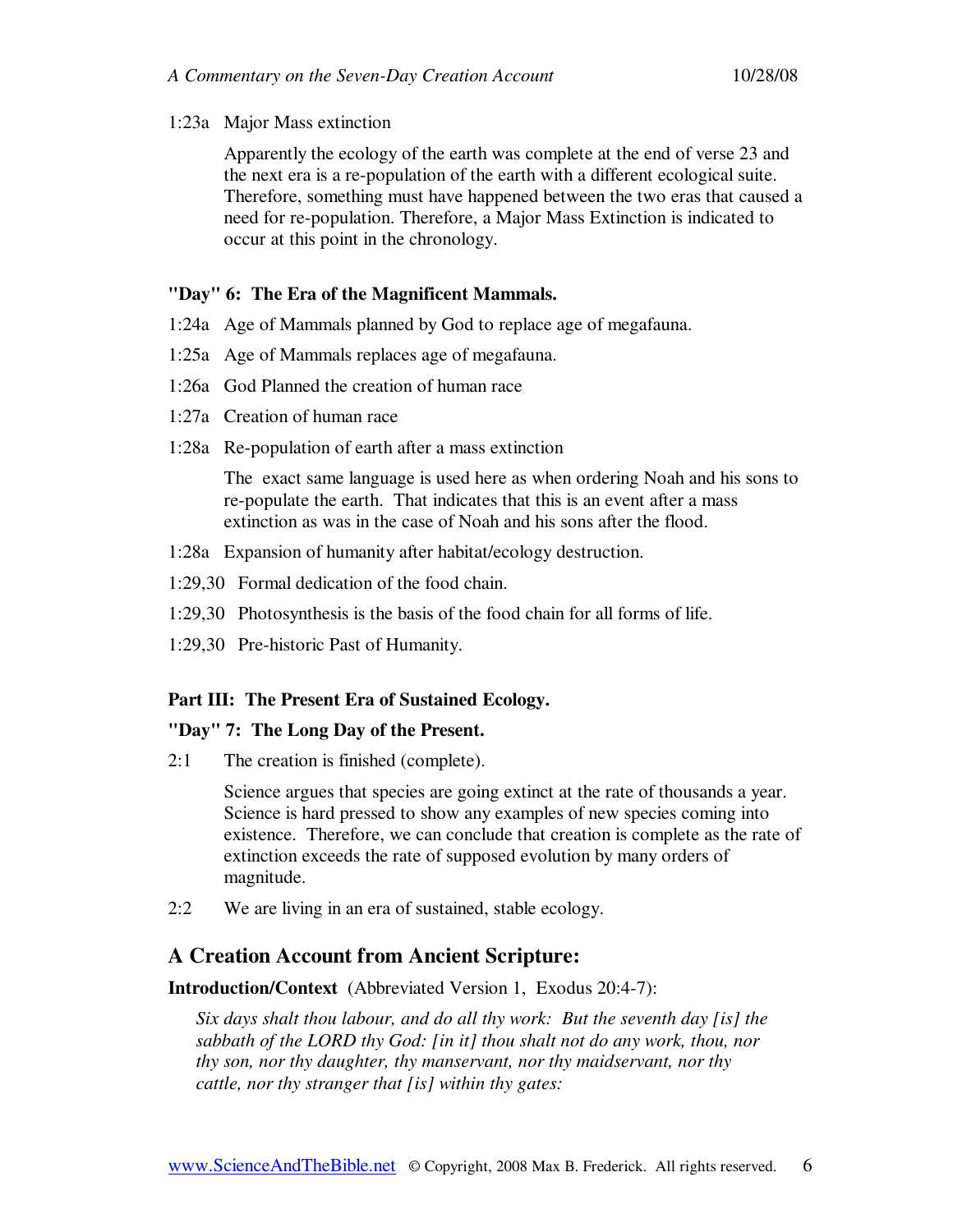1:23a Major Mass extinction

> Apparently the ecology of the earth was complete at the end of verse 23 and the next era is a re-population of the earth with a different ecological suite. Therefore, something must have happened between the two eras that caused a need for re-population. Therefore, a Major Mass Extinction is indicated to occur at this point in the chronology.

**"Day" 6: The Era of the Magnificent Mammals.**

1:24a Age of Mammals planned by God to replace age of megafauna.

1:25a Age of Mammals replaces age of megafauna.

1:26a God Planned the creation of human race

1:27a Creation of human race

1:28a Re-population of earth after a mass extinction

> The exact same language is used here as when ordering Noah and his sons to re-populate the earth. That indicates that this is an event after a mass extinction as was in the case of Noah and his sons after the flood.

1:28a Expansion of humanity after habitat/ecology destruction.

1:29,30 Formal dedication of the food chain.

1:29,30 Photosynthesis is the basis of the food chain for all forms of life.

1:29,30 Pre-historic Past of Humanity.

**Part III: The Present Era of Sustained Ecology.**

**"Day" 7: The Long Day of the Present.**

2:1 The creation is finished (complete).

> Science argues that species are going extinct at the rate of thousands a year. Science is hard pressed to show any examples of new species coming into existence. Therefore, we can conclude that creation is complete as the rate of extinction exceeds the rate of supposed evolution by many orders of magnitude.

2:2 We are living in an era of sustained, stable ecology.

## A Creation Account from Ancient Scripture:

**Introduction/Context** (Abbreviated Version 1, Exodus 20:4-7):

> *Six days shalt thou labour, and do all thy work: But the seventh day [is] the sabbath of the LORD thy God: [in it] thou shalt not do any work, thou, nor thy son, nor thy daughter, thy manservant, nor thy maidservant, nor thy cattle, nor thy stranger that [is] within thy gates:*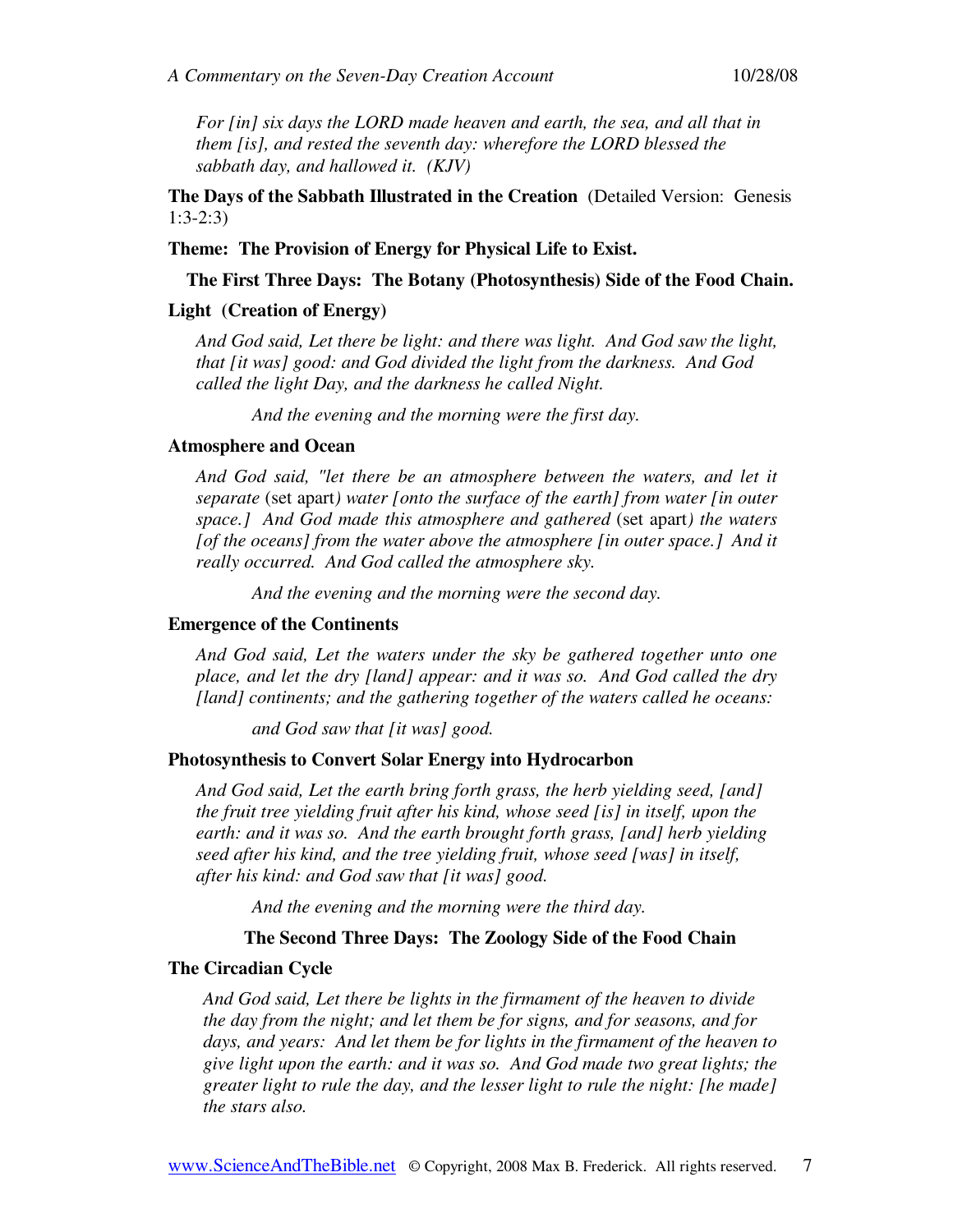*For [in] six days the LORD made heaven and earth, the sea, and all that in them [is], and rested the seventh day: wherefore the LORD blessed the sabbath day, and hallowed it. (KJV)*

**The Days of the Sabbath Illustrated in the Creation** (Detailed Version: Genesis 1:3-2:3)

**Theme: The Provision of Energy for Physical Life to Exist.**

**The First Three Days: The Botany (Photosynthesis) Side of the Food Chain.**

**Light (Creation of Energy)**

*And God said, Let there be light: and there was light. And God saw the light, that [it was] good: and God divided the light from the darkness. And God called the light Day, and the darkness he called Night.*

*And the evening and the morning were the first day.*

**Atmosphere and Ocean**

*And God said, "let there be an atmosphere between the waters, and let it separate* (set apart*) water [onto the surface of the earth] from water [in outer space.] And God made this atmosphere and gathered* (set apart*) the waters [of the oceans] from the water above the atmosphere [in outer space.] And it really occurred. And God called the atmosphere sky.*

*And the evening and the morning were the second day.*

**Emergence of the Continents**

*And God said, Let the waters under the sky be gathered together unto one place, and let the dry [land] appear: and it was so. And God called the dry [land] continents; and the gathering together of the waters called he oceans:*

*and God saw that [it was] good.*

**Photosynthesis to Convert Solar Energy into Hydrocarbon**

*And God said, Let the earth bring forth grass, the herb yielding seed, [and] the fruit tree yielding fruit after his kind, whose seed [is] in itself, upon the earth: and it was so. And the earth brought forth grass, [and] herb yielding seed after his kind, and the tree yielding fruit, whose seed [was] in itself, after his kind: and God saw that [it was] good.*

*And the evening and the morning were the third day.*

**The Second Three Days: The Zoology Side of the Food Chain**

**The Circadian Cycle**

*And God said, Let there be lights in the firmament of the heaven to divide the day from the night; and let them be for signs, and for seasons, and for days, and years: And let them be for lights in the firmament of the heaven to give light upon the earth: and it was so. And God made two great lights; the greater light to rule the day, and the lesser light to rule the night: [he made] the stars also.*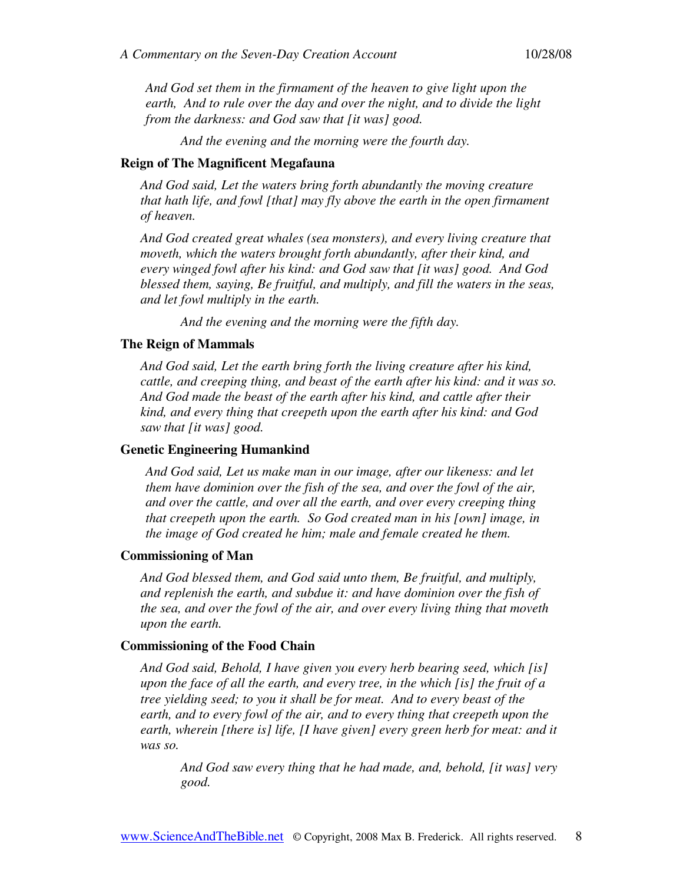*And God set them in the firmament of the heaven to give light upon the earth, And to rule over the day and over the night, and to divide the light from the darkness: and God saw that [it was] good.*

*And the evening and the morning were the fourth day.*

**Reign of The Magnificent Megafauna**

*And God said, Let the waters bring forth abundantly the moving creature that hath life, and fowl [that] may fly above the earth in the open firmament of heaven.*

*And God created great whales (sea monsters), and every living creature that moveth, which the waters brought forth abundantly, after their kind, and every winged fowl after his kind: and God saw that [it was] good. And God blessed them, saying, Be fruitful, and multiply, and fill the waters in the seas, and let fowl multiply in the earth.*

*And the evening and the morning were the fifth day.*

**The Reign of Mammals**

*And God said, Let the earth bring forth the living creature after his kind, cattle, and creeping thing, and beast of the earth after his kind: and it was so. And God made the beast of the earth after his kind, and cattle after their kind, and every thing that creepeth upon the earth after his kind: and God saw that [it was] good.*

**Genetic Engineering Humankind**

*And God said, Let us make man in our image, after our likeness: and let them have dominion over the fish of the sea, and over the fowl of the air, and over the cattle, and over all the earth, and over every creeping thing that creepeth upon the earth. So God created man in his [own] image, in the image of God created he him; male and female created he them.*

**Commissioning of Man**

*And God blessed them, and God said unto them, Be fruitful, and multiply, and replenish the earth, and subdue it: and have dominion over the fish of the sea, and over the fowl of the air, and over every living thing that moveth upon the earth.*

**Commissioning of the Food Chain**

*And God said, Behold, I have given you every herb bearing seed, which [is] upon the face of all the earth, and every tree, in the which [is] the fruit of a tree yielding seed; to you it shall be for meat. And to every beast of the earth, and to every fowl of the air, and to every thing that creepeth upon the earth, wherein [there is] life, [I have given] every green herb for meat: and it was so.*

*And God saw every thing that he had made, and, behold, [it was] very good.*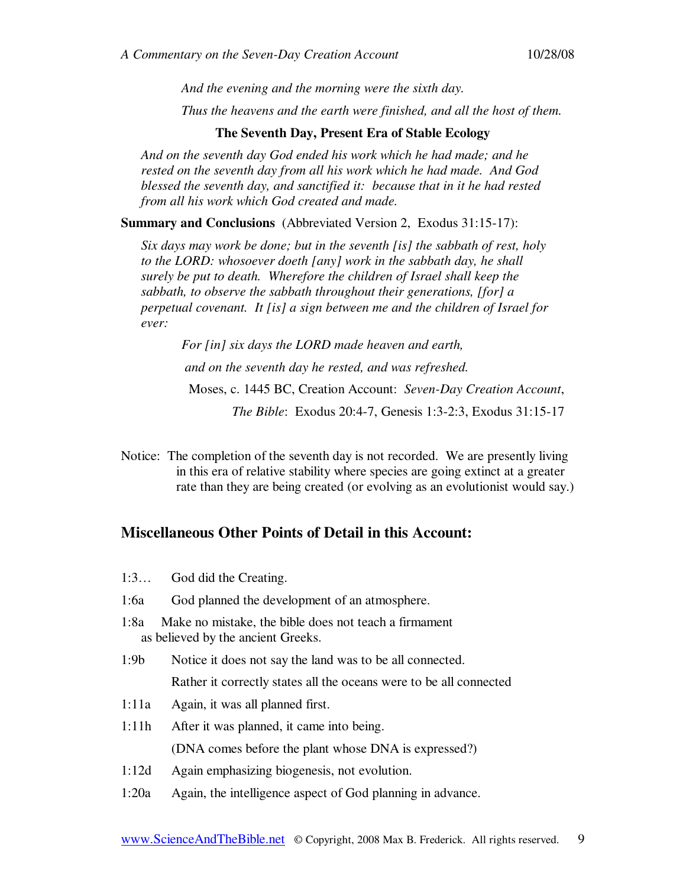*And the evening and the morning were the sixth day.*

*Thus the heavens and the earth were finished, and all the host of them.*

**The Seventh Day, Present Era of Stable Ecology**

*And on the seventh day God ended his work which he had made; and he rested on the seventh day from all his work which he had made. And God blessed the seventh day, and sanctified it: because that in it he had rested from all his work which God created and made.*

**Summary and Conclusions** (Abbreviated Version 2, Exodus 31:15-17):

*Six days may work be done; but in the seventh [is] the sabbath of rest, holy to the LORD: whosoever doeth [any] work in the sabbath day, he shall surely be put to death. Wherefore the children of Israel shall keep the sabbath, to observe the sabbath throughout their generations, [for] a perpetual covenant. It [is] a sign between me and the children of Israel for ever:*

*For [in] six days the LORD made heaven and earth,*

*and on the seventh day he rested, and was refreshed.*

Moses, c. 1445 BC, Creation Account: *Seven-Day Creation Account*,

*The Bible*: Exodus 20:4-7, Genesis 1:3-2:3, Exodus 31:15-17

Notice: The completion of the seventh day is not recorded. We are presently living in this era of relative stability where species are going extinct at a greater rate than they are being created (or evolving as an evolutionist would say.)

## Miscellaneous Other Points of Detail in this Account:

1:3… God did the Creating.

1:6a God planned the development of an atmosphere.

1:8a Make no mistake, the bible does not teach a firmament as believed by the ancient Greeks.

1:9b Notice it does not say the land was to be all connected.

Rather it correctly states all the oceans were to be all connected

1:11a Again, it was all planned first.

1:11h After it was planned, it came into being.

(DNA comes before the plant whose DNA is expressed?)

1:12d Again emphasizing biogenesis, not evolution.

1:20a Again, the intelligence aspect of God planning in advance.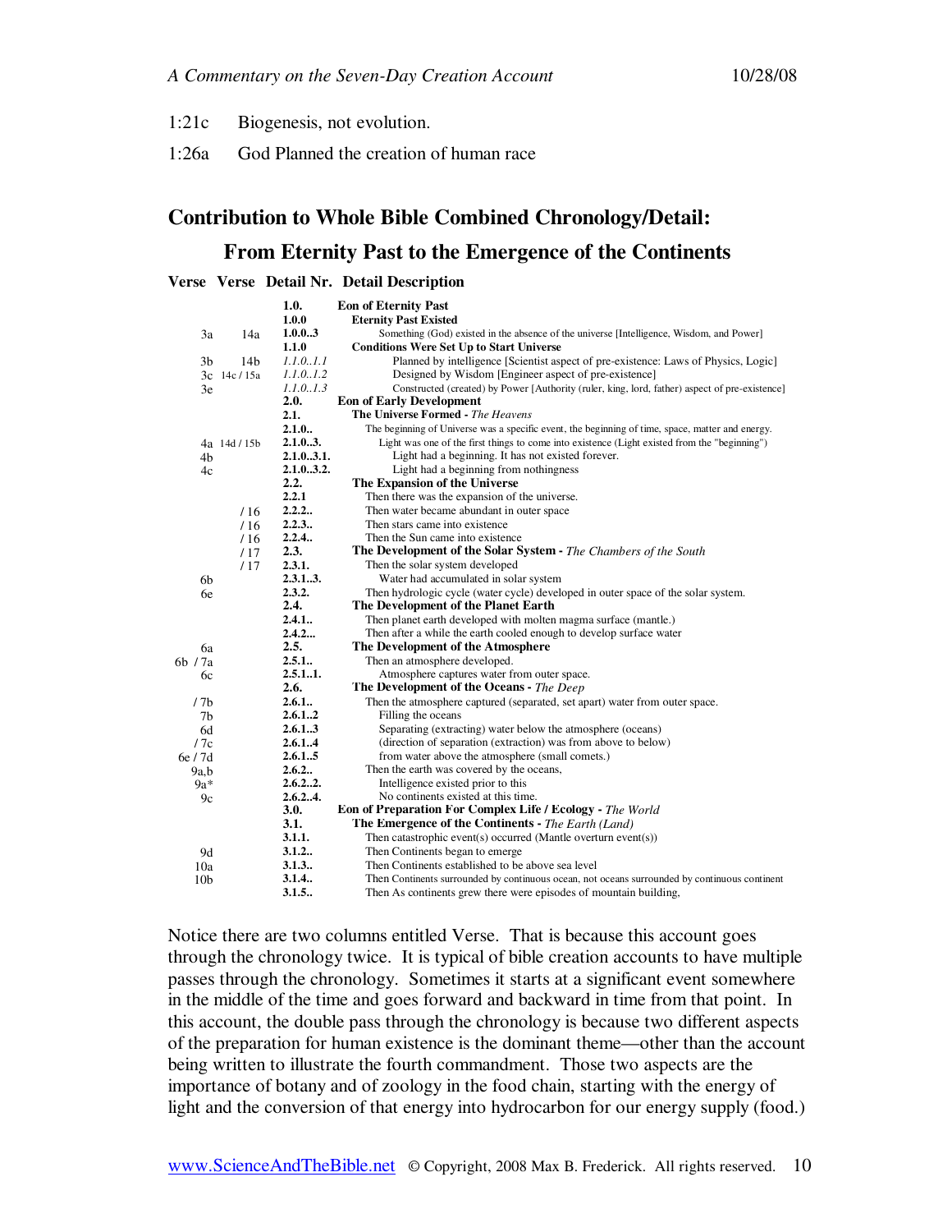1:21c Biogenesis, not evolution.

1:26a God Planned the creation of human race

## Contribution to Whole Bible Combined Chronology/Detail:

## From Eternity Past to the Emergence of the Continents

| Verse | Verse | Detail Nr. | Detail Description |
|---|---|---|---|
| | | **1.0.** | **Eon of Eternity Past** |
| | | **1.0.0** | **Eternity Past Existed** |
| 3a | 14a | **1.0.0..3** | Something (God) existed in the absence of the universe [Intelligence, Wisdom, and Power] |
| | | **1.1.0** | **Conditions Were Set Up to Start Universe** |
| 3b | 14b | *1.1.0..1.1* | Planned by intelligence [Scientist aspect of pre-existence: Laws of Physics, Logic] |
| 3c | 14c / 15a | *1.1.0..1.2* | Designed by Wisdom [Engineer aspect of pre-existence] |
| 3e | | *1.1.0..1.3* | Constructed (created) by Power [Authority (ruler, king, lord, father) aspect of pre-existence] |
| | | **2.0.** | **Eon of Early Development** |
| | | **2.1.** | **The Universe Formed -** *The Heavens* |
| | | **2.1.0..** | The beginning of Universe was a specific event, the beginning of time, space, matter and energy. |
| 4a | 14d / 15b | **2.1.0..3.** | Light was one of the first things to come into existence (Light existed from the "beginning") |
| 4b | | **2.1.0..3.1.** | Light had a beginning. It has not existed forever. |
| 4c | | **2.1.0..3.2.** | Light had a beginning from nothingness |
| | | **2.2.** | **The Expansion of the Universe** |
| | | **2.2.1** | Then there was the expansion of the universe. |
| | / 16 | **2.2.2..** | Then water became abundant in outer space |
| | / 16 | **2.2.3..** | Then stars came into existence |
| | / 16 | **2.2.4..** | Then the Sun came into existence |
| | / 17 | **2.3.** | **The Development of the Solar System -** *The Chambers of the South* |
| | / 17 | **2.3.1.** | Then the solar system developed |
| 6b | | **2.3.1..3.** | Water had accumulated in solar system |
| 6e | | **2.3.2.** | Then hydrologic cycle (water cycle) developed in outer space of the solar system. |
| | | **2.4.** | **The Development of the Planet Earth** |
| | | **2.4.1..** | Then planet earth developed with molten magma surface (mantle.) |
| | | **2.4.2...** | Then after a while the earth cooled enough to develop surface water |
| 6a | | **2.5.** | **The Development of the Atmosphere** |
| 6b / 7a | | **2.5.1..** | Then an atmosphere developed. |
| 6c | | **2.5.1..1.** | Atmosphere captures water from outer space. |
| | | **2.6.** | **The Development of the Oceans -** *The Deep* |
| / 7b | | **2.6.1..** | Then the atmosphere captured (separated, set apart) water from outer space. |
| 7b | | **2.6.1..2** | Filling the oceans |
| 6d | | **2.6.1..3** | Separating (extracting) water below the atmosphere (oceans) |
| / 7c | | **2.6.1..4** | (direction of separation (extraction) was from above to below) |
| 6e / 7d | | **2.6.1..5** | from water above the atmosphere (small comets.) |
| 9a,b | | **2.6.2..** | Then the earth was covered by the oceans, |
| 9a* | | **2.6.2..2.** | Intelligence existed prior to this |
| 9c | | **2.6.2..4.** | No continents existed at this time. |
| | | **3.0.** | **Eon of Preparation For Complex Life / Ecology -** *The World* |
| | | **3.1.** | **The Emergence of the Continents -** *The Earth (Land)* |
| | | **3.1.1.** | Then catastrophic event(s) occurred (Mantle overturn event(s)) |
| 9d | | **3.1.2..** | Then Continents began to emerge |
| 10a | | **3.1.3..** | Then Continents established to be above sea level |
| 10b | | **3.1.4..** | Then Continents surrounded by continuous ocean, not oceans surrounded by continuous continent |
| | | **3.1.5..** | Then As continents grew there were episodes of mountain building, |

Notice there are two columns entitled Verse. That is because this account goes through the chronology twice. It is typical of bible creation accounts to have multiple passes through the chronology. Sometimes it starts at a significant event somewhere in the middle of the time and goes forward and backward in time from that point. In this account, the double pass through the chronology is because two different aspects of the preparation for human existence is the dominant theme—other than the account being written to illustrate the fourth commandment. Those two aspects are the importance of botany and of zoology in the food chain, starting with the energy of light and the conversion of that energy into hydrocarbon for our energy supply (food.)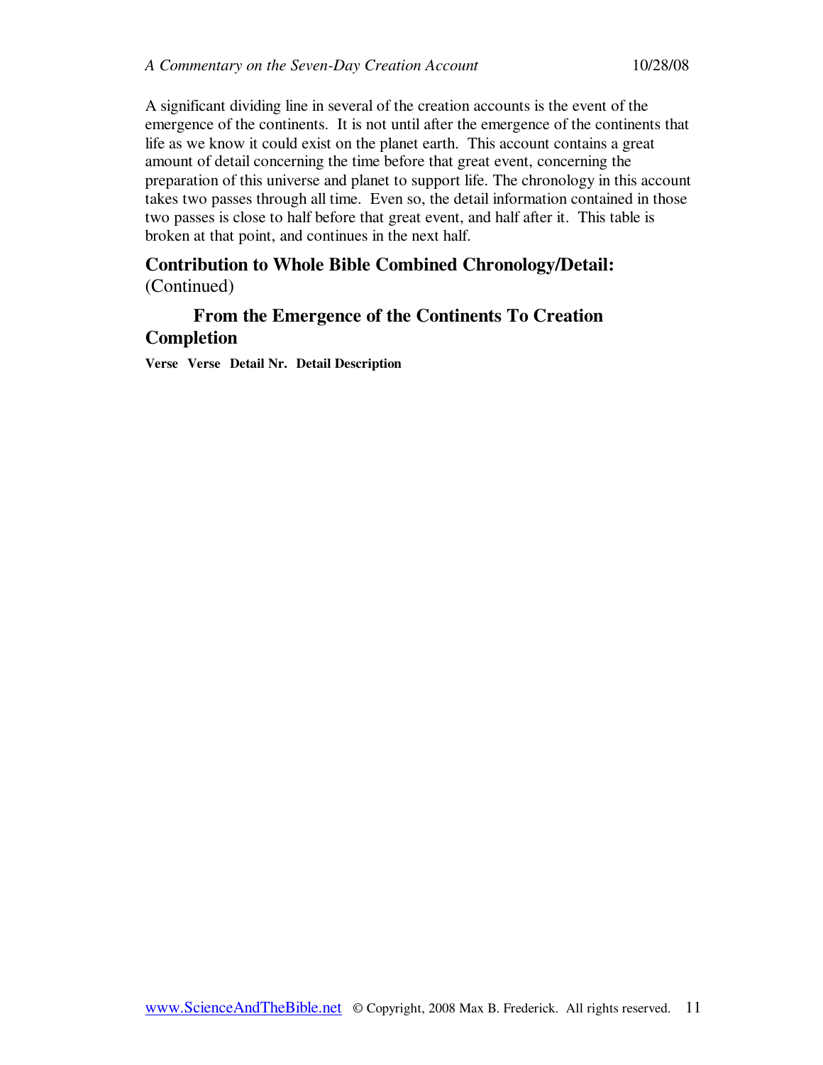A significant dividing line in several of the creation accounts is the event of the emergence of the continents. It is not until after the emergence of the continents that life as we know it could exist on the planet earth. This account contains a great amount of detail concerning the time before that great event, concerning the preparation of this universe and planet to support life. The chronology in this account takes two passes through all time. Even so, the detail information contained in those two passes is close to half before that great event, and half after it. This table is broken at that point, and continues in the next half.

## Contribution to Whole Bible Combined Chronology/Detail:

(Continued)

### From the Emergence of the Continents To Creation Completion

| Verse | Verse | Detail Nr. | Detail Description |
|---|---|---|---|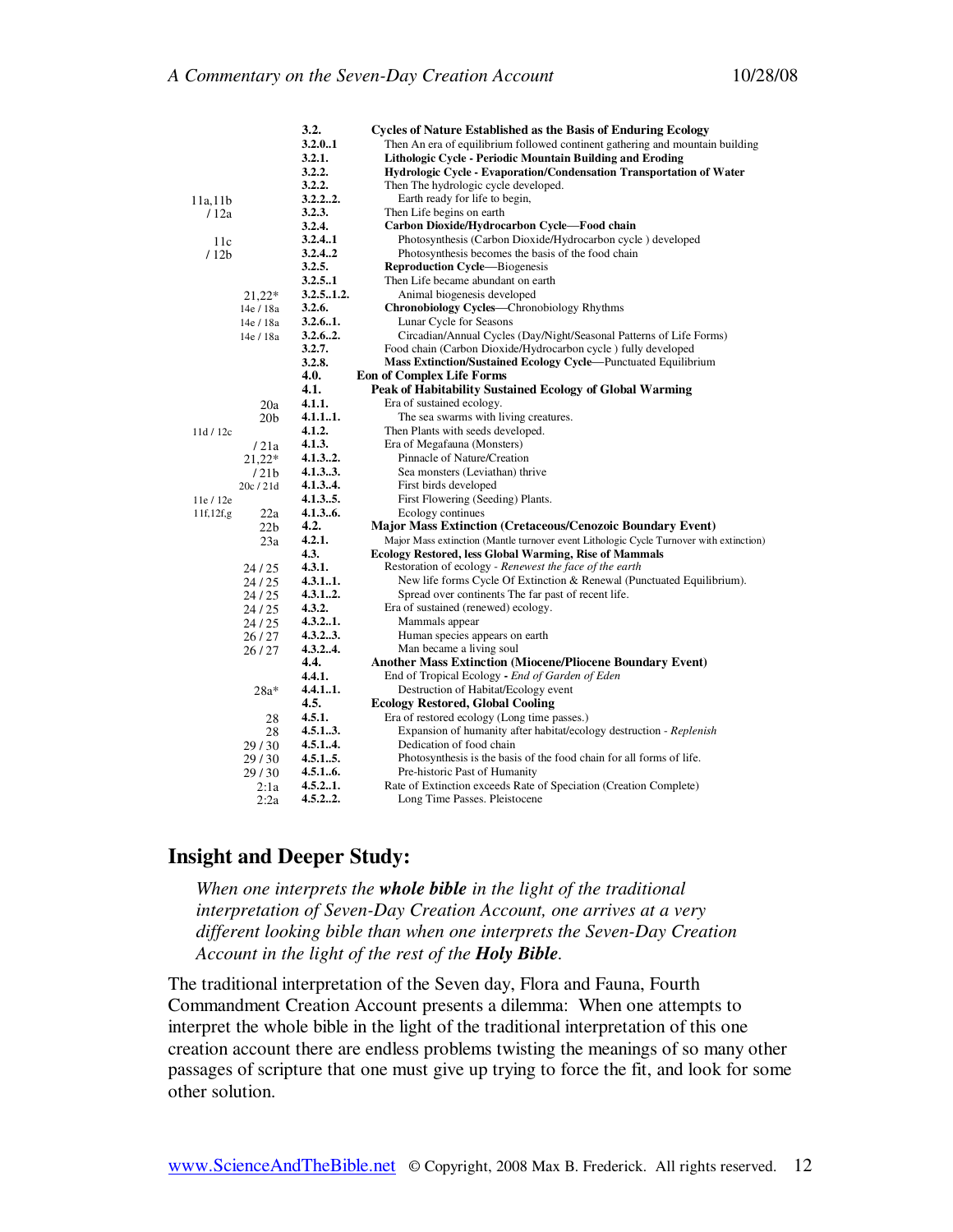| | | | |
|---|---|---|---|
| | | **3.2.** | **Cycles of Nature Established as the Basis of Enduring Ecology** |
| | | **3.2.0..1** | Then An era of equilibrium followed continent gathering and mountain building |
| | | **3.2.1.** | **Lithologic Cycle - Periodic Mountain Building and Eroding** |
| | | **3.2.2.** | **Hydrologic Cycle - Evaporation/Condensation Transportation of Water** |
| | | **3.2.2.** | Then The hydrologic cycle developed. |
| 11a,11b | | **3.2.2..2.** | Earth ready for life to begin, |
| / 12a | | **3.2.3.** | Then Life begins on earth |
| | | **3.2.4.** | **Carbon Dioxide/Hydrocarbon Cycle—Food chain** |
| 11c | | **3.2.4..1** | Photosynthesis (Carbon Dioxide/Hydrocarbon cycle ) developed |
| / 12b | | **3.2.4..2** | Photosynthesis becomes the basis of the food chain |
| | | **3.2.5.** | **Reproduction Cycle**—Biogenesis |
| | | **3.2.5..1** | Then Life became abundant on earth |
| | 21,22* | **3.2.5..1.2.** | Animal biogenesis developed |
| | 14e / 18a | **3.2.6.** | **Chronobiology Cycles**—Chronobiology Rhythms |
| | 14e / 18a | **3.2.6..1.** | Lunar Cycle for Seasons |
| | 14e / 18a | **3.2.6..2.** | Circadian/Annual Cycles (Day/Night/Seasonal Patterns of Life Forms) |
| | | **3.2.7.** | Food chain (Carbon Dioxide/Hydrocarbon cycle ) fully developed |
| | | **3.2.8.** | **Mass Extinction/Sustained Ecology Cycle**—Punctuated Equilibrium |
| | | **4.0.** | **Eon of Complex Life Forms** |
| | | **4.1.** | **Peak of Habitability Sustained Ecology of Global Warming** |
| | 20a | **4.1.1.** | Era of sustained ecology. |
| | 20b | **4.1.1..1.** | The sea swarms with living creatures. |
| 11d / 12c | | **4.1.2.** | Then Plants with seeds developed. |
| | / 21a | **4.1.3.** | Era of Megafauna (Monsters) |
| | 21,22* | **4.1.3..2.** | Pinnacle of Nature/Creation |
| | / 21b | **4.1.3..3.** | Sea monsters (Leviathan) thrive |
| | 20c / 21d | **4.1.3..4.** | First birds developed |
| 11e / 12e | | **4.1.3..5.** | First Flowering (Seeding) Plants. |
| 11f,12f,g | 22a | **4.1.3..6.** | Ecology continues |
| | 22b | **4.2.** | **Major Mass Extinction (Cretaceous/Cenozoic Boundary Event)** |
| | 23a | **4.2.1.** | Major Mass extinction (Mantle turnover event Lithologic Cycle Turnover with extinction) |
| | | **4.3.** | **Ecology Restored, less Global Warming, Rise of Mammals** |
| | 24 / 25 | **4.3.1.** | Restoration of ecology - *Renewest the face of the earth* |
| | 24 / 25 | **4.3.1..1.** | New life forms Cycle Of Extinction & Renewal (Punctuated Equilibrium). |
| | 24 / 25 | **4.3.1..2.** | Spread over continents The far past of recent life. |
| | 24 / 25 | **4.3.2.** | Era of sustained (renewed) ecology. |
| | 24 / 25 | **4.3.2..1.** | Mammals appear |
| | 26 / 27 | **4.3.2..3.** | Human species appears on earth |
| | 26 / 27 | **4.3.2..4.** | Man became a living soul |
| | | **4.4.** | **Another Mass Extinction (Miocene/Pliocene Boundary Event)** |
| | | **4.4.1.** | End of Tropical Ecology - *End of Garden of Eden* |
| | 28a* | **4.4.1..1.** | Destruction of Habitat/Ecology event |
| | | **4.5.** | **Ecology Restored, Global Cooling** |
| | 28 | **4.5.1.** | Era of restored ecology (Long time passes.) |
| | 28 | **4.5.1..3.** | Expansion of humanity after habitat/ecology destruction - *Replenish* |
| | 29 / 30 | **4.5.1..4.** | Dedication of food chain |
| | 29 / 30 | **4.5.1..5.** | Photosynthesis is the basis of the food chain for all forms of life. |
| | 29 / 30 | **4.5.1..6.** | Pre-historic Past of Humanity |
| | 2:1a | **4.5.2..1.** | Rate of Extinction exceeds Rate of Speciation (Creation Complete) |
| | 2:2a | **4.5.2..2.** | Long Time Passes. Pleistocene |

## Insight and Deeper Study:

> *When one interprets the **whole bible** in the light of the traditional interpretation of Seven-Day Creation Account, one arrives at a very different looking bible than when one interprets the Seven-Day Creation Account in the light of the rest of the **Holy Bible**.*

The traditional interpretation of the Seven day, Flora and Fauna, Fourth Commandment Creation Account presents a dilemma: When one attempts to interpret the whole bible in the light of the traditional interpretation of this one creation account there are endless problems twisting the meanings of so many other passages of scripture that one must give up trying to force the fit, and look for some other solution.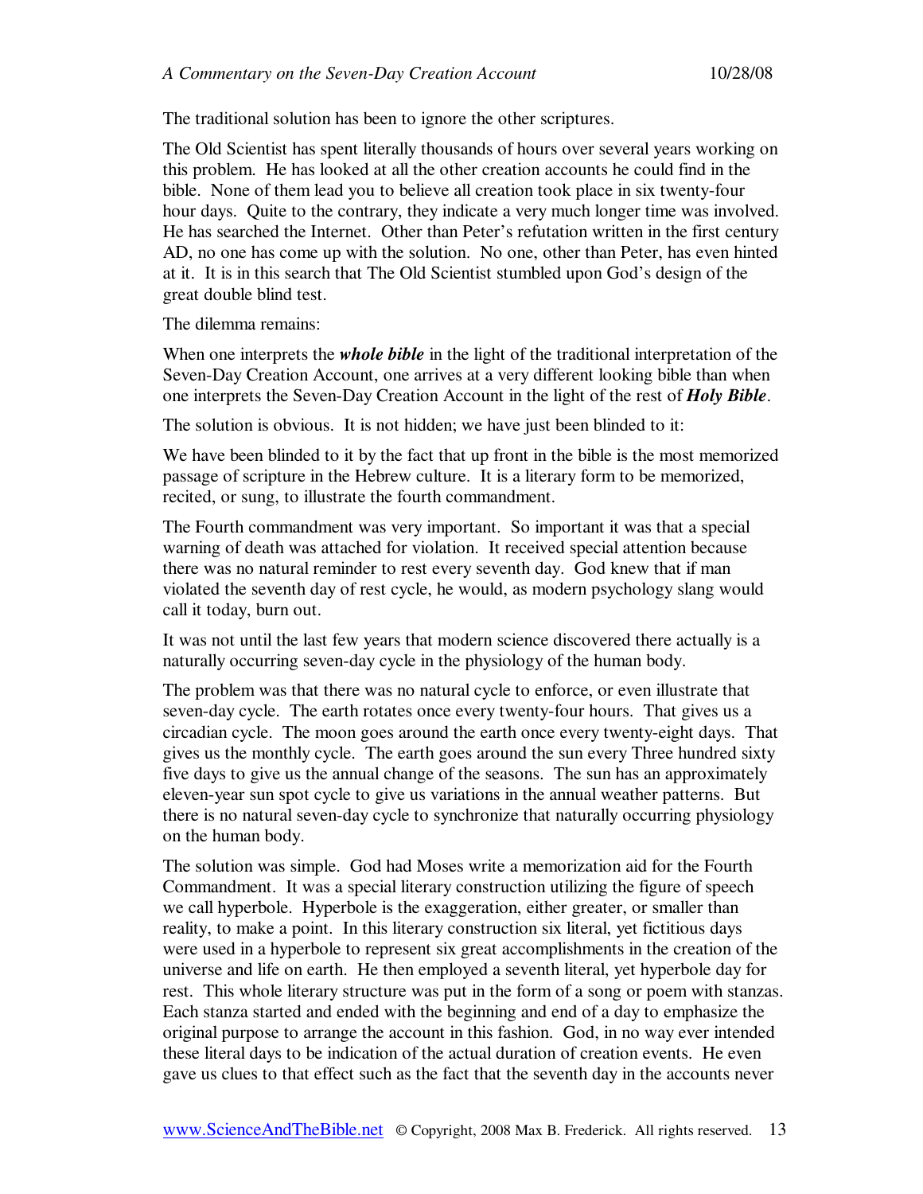The traditional solution has been to ignore the other scriptures.

The Old Scientist has spent literally thousands of hours over several years working on this problem. He has looked at all the other creation accounts he could find in the bible. None of them lead you to believe all creation took place in six twenty-four hour days. Quite to the contrary, they indicate a very much longer time was involved. He has searched the Internet. Other than Peter's refutation written in the first century AD, no one has come up with the solution. No one, other than Peter, has even hinted at it. It is in this search that The Old Scientist stumbled upon God's design of the great double blind test.

The dilemma remains:

When one interprets the ***whole bible*** in the light of the traditional interpretation of the Seven-Day Creation Account, one arrives at a very different looking bible than when one interprets the Seven-Day Creation Account in the light of the rest of ***Holy Bible***.

The solution is obvious. It is not hidden; we have just been blinded to it:

We have been blinded to it by the fact that up front in the bible is the most memorized passage of scripture in the Hebrew culture. It is a literary form to be memorized, recited, or sung, to illustrate the fourth commandment.

The Fourth commandment was very important. So important it was that a special warning of death was attached for violation. It received special attention because there was no natural reminder to rest every seventh day. God knew that if man violated the seventh day of rest cycle, he would, as modern psychology slang would call it today, burn out.

It was not until the last few years that modern science discovered there actually is a naturally occurring seven-day cycle in the physiology of the human body.

The problem was that there was no natural cycle to enforce, or even illustrate that seven-day cycle. The earth rotates once every twenty-four hours. That gives us a circadian cycle. The moon goes around the earth once every twenty-eight days. That gives us the monthly cycle. The earth goes around the sun every Three hundred sixty five days to give us the annual change of the seasons. The sun has an approximately eleven-year sun spot cycle to give us variations in the annual weather patterns. But there is no natural seven-day cycle to synchronize that naturally occurring physiology on the human body.

The solution was simple. God had Moses write a memorization aid for the Fourth Commandment. It was a special literary construction utilizing the figure of speech we call hyperbole. Hyperbole is the exaggeration, either greater, or smaller than reality, to make a point. In this literary construction six literal, yet fictitious days were used in a hyperbole to represent six great accomplishments in the creation of the universe and life on earth. He then employed a seventh literal, yet hyperbole day for rest. This whole literary structure was put in the form of a song or poem with stanzas. Each stanza started and ended with the beginning and end of a day to emphasize the original purpose to arrange the account in this fashion. God, in no way ever intended these literal days to be indication of the actual duration of creation events. He even gave us clues to that effect such as the fact that the seventh day in the accounts never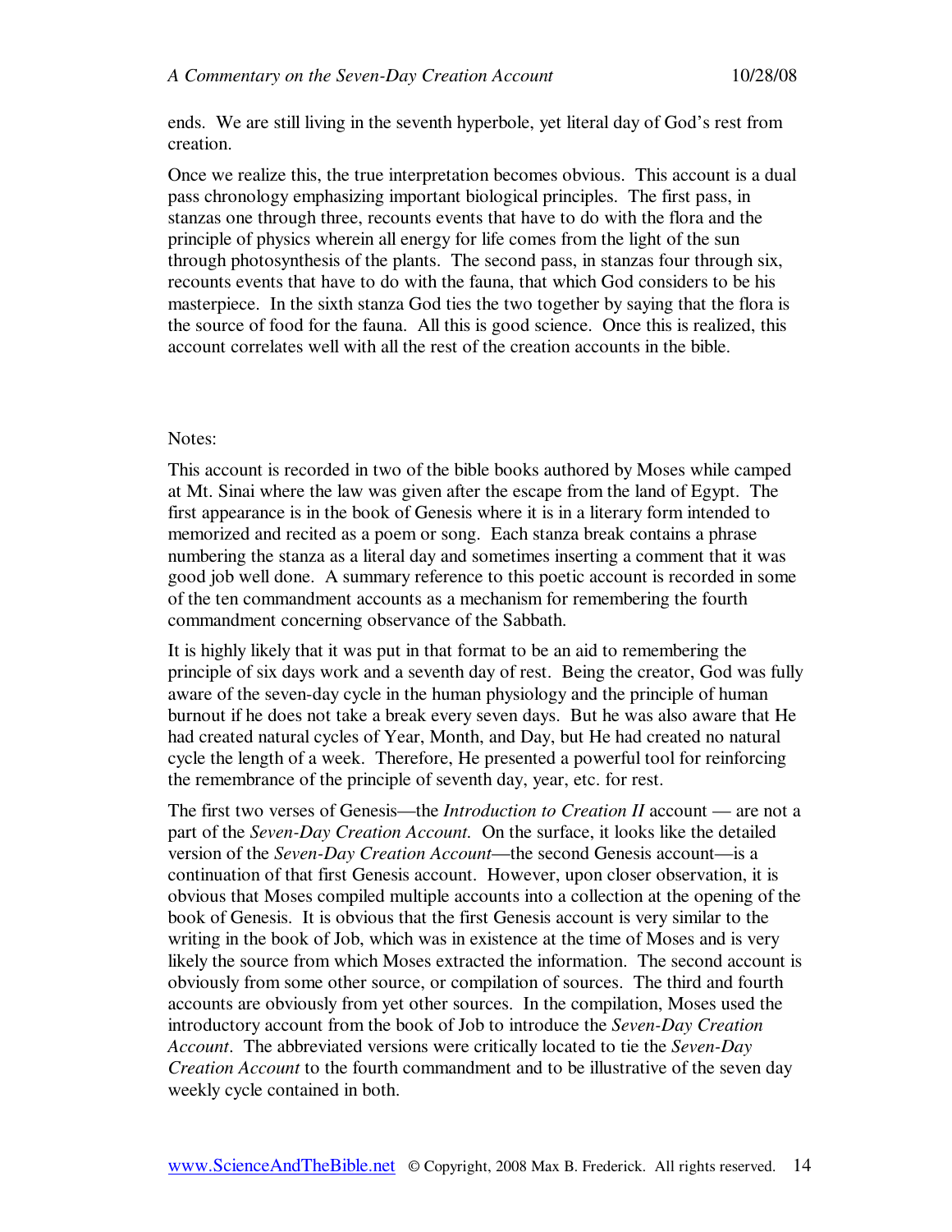ends. We are still living in the seventh hyperbole, yet literal day of God's rest from creation.

Once we realize this, the true interpretation becomes obvious. This account is a dual pass chronology emphasizing important biological principles. The first pass, in stanzas one through three, recounts events that have to do with the flora and the principle of physics wherein all energy for life comes from the light of the sun through photosynthesis of the plants. The second pass, in stanzas four through six, recounts events that have to do with the fauna, that which God considers to be his masterpiece. In the sixth stanza God ties the two together by saying that the flora is the source of food for the fauna. All this is good science. Once this is realized, this account correlates well with all the rest of the creation accounts in the bible.

Notes:

This account is recorded in two of the bible books authored by Moses while camped at Mt. Sinai where the law was given after the escape from the land of Egypt. The first appearance is in the book of Genesis where it is in a literary form intended to memorized and recited as a poem or song. Each stanza break contains a phrase numbering the stanza as a literal day and sometimes inserting a comment that it was good job well done. A summary reference to this poetic account is recorded in some of the ten commandment accounts as a mechanism for remembering the fourth commandment concerning observance of the Sabbath.

It is highly likely that it was put in that format to be an aid to remembering the principle of six days work and a seventh day of rest. Being the creator, God was fully aware of the seven-day cycle in the human physiology and the principle of human burnout if he does not take a break every seven days. But he was also aware that He had created natural cycles of Year, Month, and Day, but He had created no natural cycle the length of a week. Therefore, He presented a powerful tool for reinforcing the remembrance of the principle of seventh day, year, etc. for rest.

The first two verses of Genesis—the *Introduction to Creation II* account — are not a part of the *Seven-Day Creation Account.* On the surface, it looks like the detailed version of the *Seven-Day Creation Account*—the second Genesis account—is a continuation of that first Genesis account. However, upon closer observation, it is obvious that Moses compiled multiple accounts into a collection at the opening of the book of Genesis. It is obvious that the first Genesis account is very similar to the writing in the book of Job, which was in existence at the time of Moses and is very likely the source from which Moses extracted the information. The second account is obviously from some other source, or compilation of sources. The third and fourth accounts are obviously from yet other sources. In the compilation, Moses used the introductory account from the book of Job to introduce the *Seven-Day Creation Account*. The abbreviated versions were critically located to tie the *Seven-Day Creation Account* to the fourth commandment and to be illustrative of the seven day weekly cycle contained in both.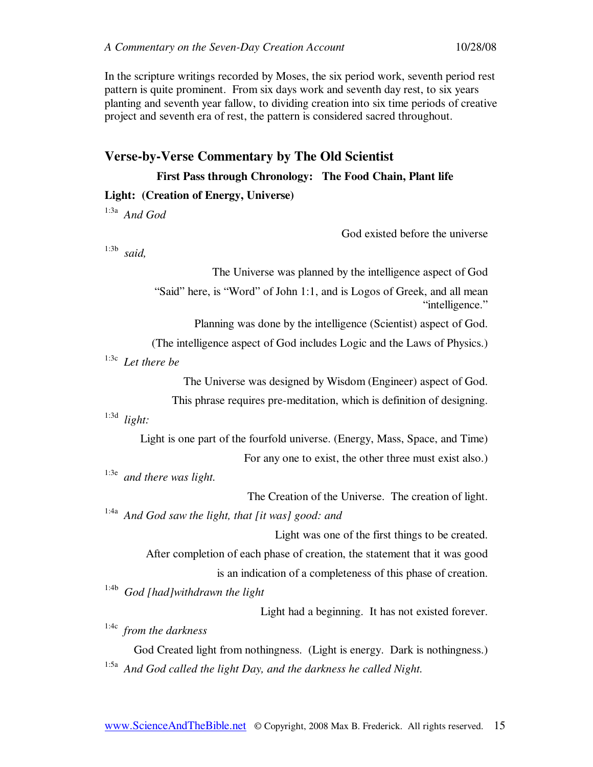In the scripture writings recorded by Moses, the six period work, seventh period rest pattern is quite prominent. From six days work and seventh day rest, to six years planting and seventh year fallow, to dividing creation into six time periods of creative project and seventh era of rest, the pattern is considered sacred throughout.

## Verse-by-Verse Commentary by The Old Scientist

### First Pass through Chronology: The Food Chain, Plant life

**Light: (Creation of Energy, Universe)**

1:3a *And God*

God existed before the universe

1:3b *said,*

The Universe was planned by the intelligence aspect of God

"Said" here, is "Word" of John 1:1, and is Logos of Greek, and all mean "intelligence."

Planning was done by the intelligence (Scientist) aspect of God.

(The intelligence aspect of God includes Logic and the Laws of Physics.)

1:3c *Let there be*

The Universe was designed by Wisdom (Engineer) aspect of God.

This phrase requires pre-meditation, which is definition of designing.

1:3d *light:*

Light is one part of the fourfold universe. (Energy, Mass, Space, and Time)

For any one to exist, the other three must exist also.)

1:3e *and there was light.*

The Creation of the Universe. The creation of light.

1:4a *And God saw the light, that [it was] good: and*

Light was one of the first things to be created.

After completion of each phase of creation, the statement that it was good

is an indication of a completeness of this phase of creation.

1:4b *God [had]withdrawn the light*

Light had a beginning. It has not existed forever.

1:4c *from the darkness*

God Created light from nothingness. (Light is energy. Dark is nothingness.)

1:5a *And God called the light Day, and the darkness he called Night.*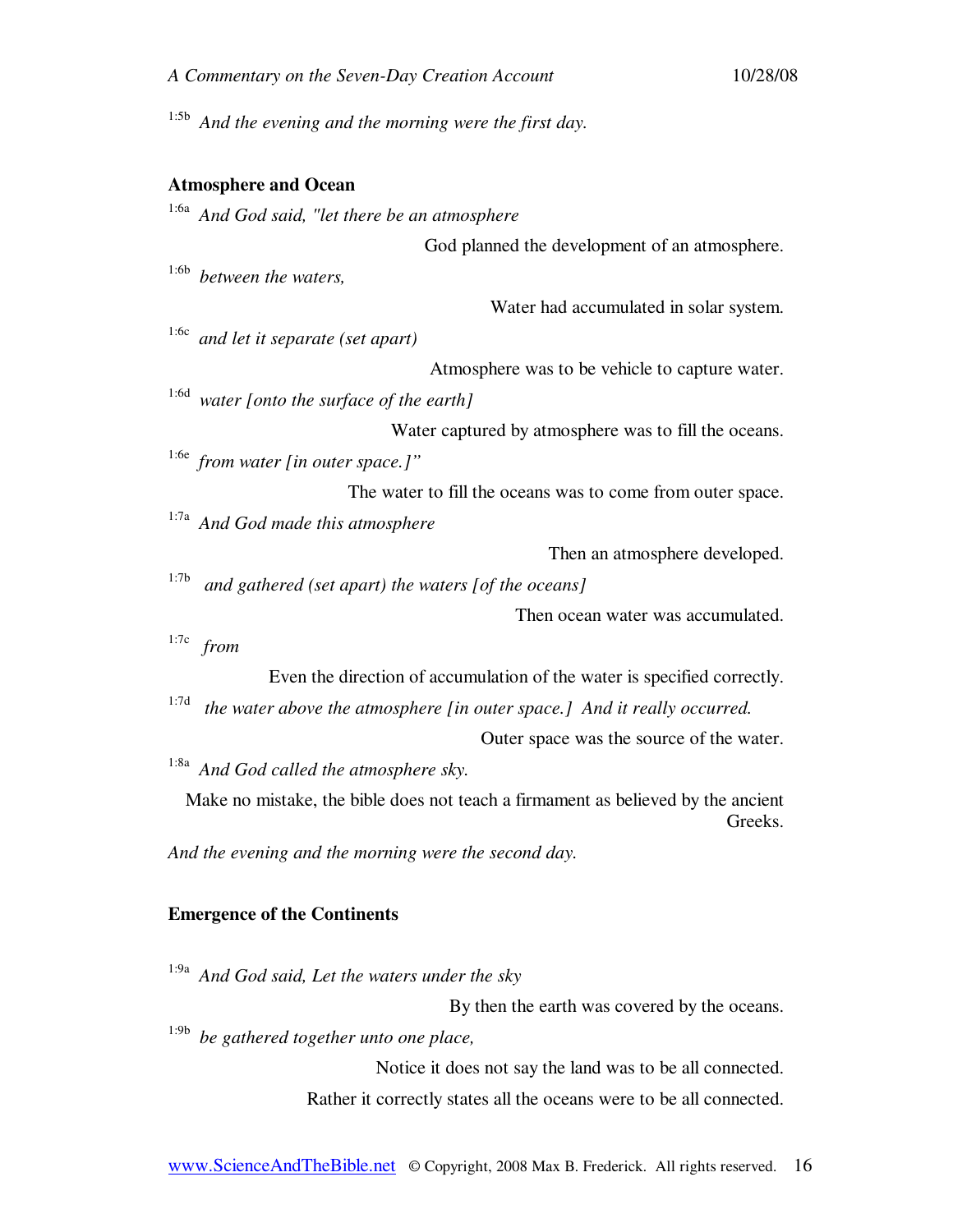[1:5b] *And the evening and the morning were the first day.*

**Atmosphere and Ocean**

[1:6a] *And God said, "let there be an atmosphere*

God planned the development of an atmosphere.

[1:6b] *between the waters,*

Water had accumulated in solar system.

[1:6c] *and let it separate (set apart)*

Atmosphere was to be vehicle to capture water.

[1:6d] *water [onto the surface of the earth]*

Water captured by atmosphere was to fill the oceans.

[1:6e] *from water [in outer space.]"*

The water to fill the oceans was to come from outer space.

[1:7a] *And God made this atmosphere*

Then an atmosphere developed.

[1:7b] *and gathered (set apart) the waters [of the oceans]*

Then ocean water was accumulated.

[1:7c] *from*

Even the direction of accumulation of the water is specified correctly.

[1:7d] *the water above the atmosphere [in outer space.] And it really occurred.*

Outer space was the source of the water.

[1:8a] *And God called the atmosphere sky.*

Make no mistake, the bible does not teach a firmament as believed by the ancient Greeks.

*And the evening and the morning were the second day.*

**Emergence of the Continents**

[1:9a] *And God said, Let the waters under the sky*

By then the earth was covered by the oceans.

[1:9b] *be gathered together unto one place,*

Notice it does not say the land was to be all connected.

Rather it correctly states all the oceans were to be all connected.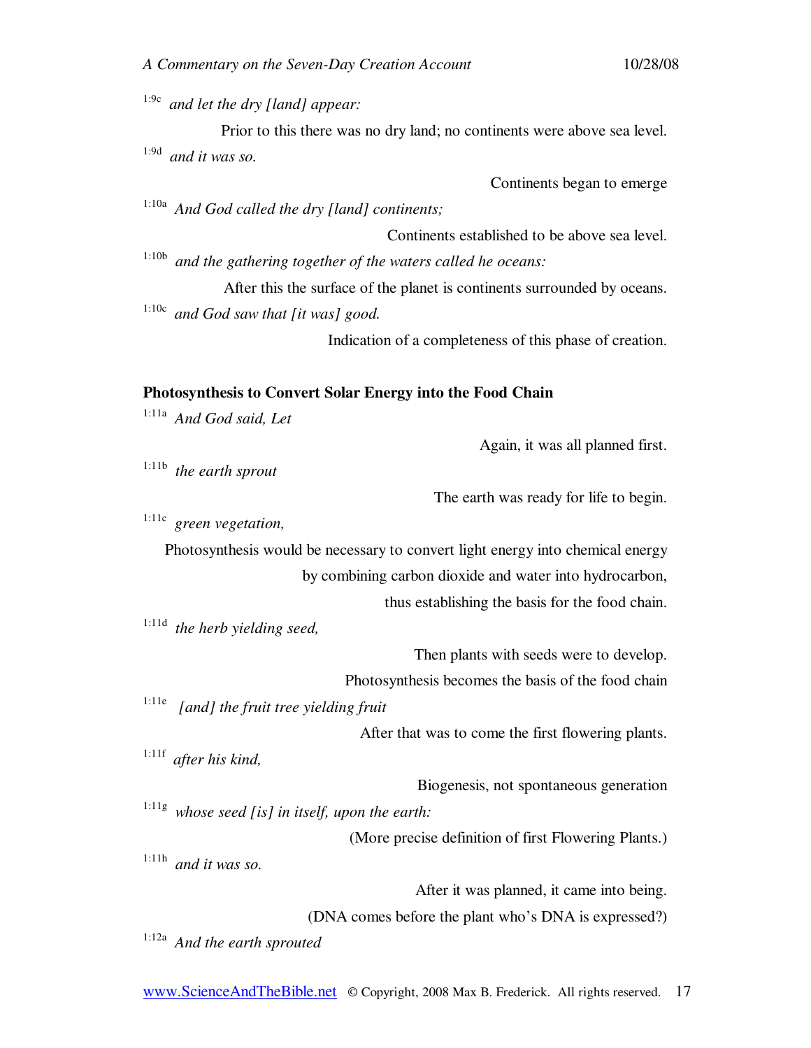[1:9c] *and let the dry [land] appear:*

Prior to this there was no dry land; no continents were above sea level.

[1:9d] *and it was so.*

Continents began to emerge

[1:10a] *And God called the dry [land] continents;*

Continents established to be above sea level.

[1:10b] *and the gathering together of the waters called he oceans:*

After this the surface of the planet is continents surrounded by oceans.

[1:10c] *and God saw that [it was] good.*

Indication of a completeness of this phase of creation.

**Photosynthesis to Convert Solar Energy into the Food Chain**

[1:11a] *And God said, Let*

Again, it was all planned first.

[1:11b] *the earth sprout*

The earth was ready for life to begin.

[1:11c] *green vegetation,*

Photosynthesis would be necessary to convert light energy into chemical energy by combining carbon dioxide and water into hydrocarbon, thus establishing the basis for the food chain.

[1:11d] *the herb yielding seed,*

Then plants with seeds were to develop.

Photosynthesis becomes the basis of the food chain

[1:11e] *[and] the fruit tree yielding fruit*

After that was to come the first flowering plants.

[1:11f] *after his kind,*

Biogenesis, not spontaneous generation

[1:11g] *whose seed [is] in itself, upon the earth:*

(More precise definition of first Flowering Plants.)

[1:11h] *and it was so.*

After it was planned, it came into being.

(DNA comes before the plant who's DNA is expressed?)

[1:12a] *And the earth sprouted*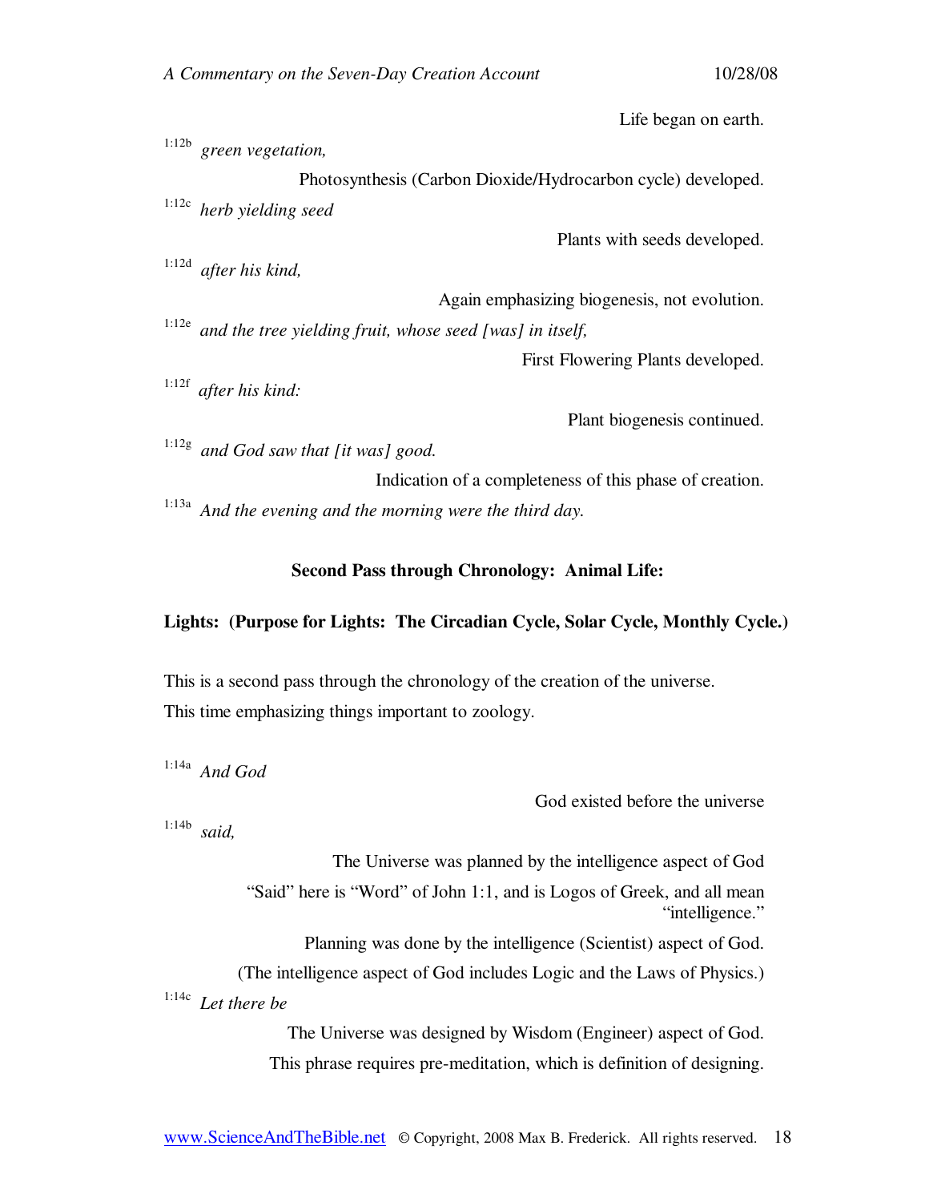Life began on earth.

[1:12b] *green vegetation,*

Photosynthesis (Carbon Dioxide/Hydrocarbon cycle) developed.

[1:12c] *herb yielding seed*

Plants with seeds developed.

[1:12d] *after his kind,*

Again emphasizing biogenesis, not evolution.

[1:12e] *and the tree yielding fruit, whose seed [was] in itself,*

First Flowering Plants developed.

[1:12f] *after his kind:*

Plant biogenesis continued.

[1:12g] *and God saw that [it was] good.*

Indication of a completeness of this phase of creation.

[1:13a] *And the evening and the morning were the third day.*

**Second Pass through Chronology: Animal Life:**

**Lights: (Purpose for Lights: The Circadian Cycle, Solar Cycle, Monthly Cycle.)**

This is a second pass through the chronology of the creation of the universe.
This time emphasizing things important to zoology.

[1:14a] *And God*

God existed before the universe

[1:14b] *said,*

The Universe was planned by the intelligence aspect of God

"Said" here is "Word" of John 1:1, and is Logos of Greek, and all mean "intelligence."

Planning was done by the intelligence (Scientist) aspect of God.

(The intelligence aspect of God includes Logic and the Laws of Physics.)

[1:14c] *Let there be*

The Universe was designed by Wisdom (Engineer) aspect of God.

This phrase requires pre-meditation, which is definition of designing.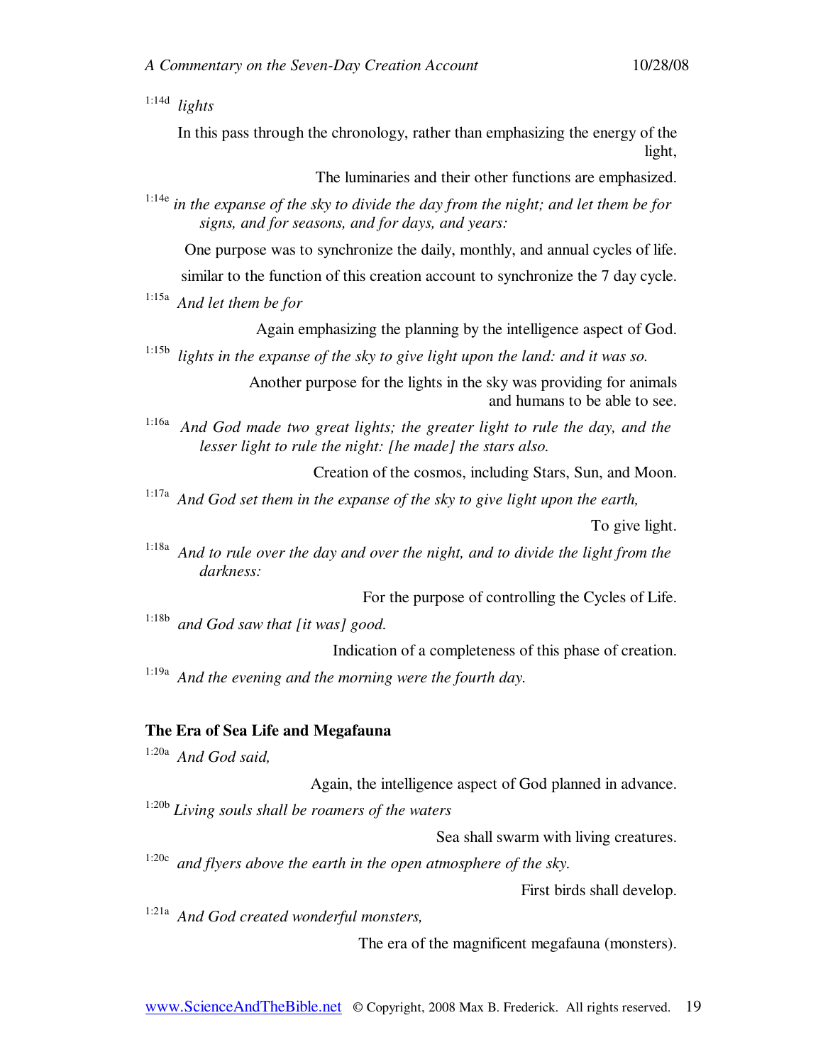1:14d *lights*

In this pass through the chronology, rather than emphasizing the energy of the light,

The luminaries and their other functions are emphasized.

1:14e *in the expanse of the sky to divide the day from the night; and let them be for signs, and for seasons, and for days, and years:*

One purpose was to synchronize the daily, monthly, and annual cycles of life.

similar to the function of this creation account to synchronize the 7 day cycle.

1:15a *And let them be for*

Again emphasizing the planning by the intelligence aspect of God.

1:15b *lights in the expanse of the sky to give light upon the land: and it was so.*

Another purpose for the lights in the sky was providing for animals and humans to be able to see.

1:16a *And God made two great lights; the greater light to rule the day, and the lesser light to rule the night: [he made] the stars also.*

Creation of the cosmos, including Stars, Sun, and Moon.

1:17a *And God set them in the expanse of the sky to give light upon the earth,*

To give light.

1:18a *And to rule over the day and over the night, and to divide the light from the darkness:*

For the purpose of controlling the Cycles of Life.

1:18b *and God saw that [it was] good.*

Indication of a completeness of this phase of creation.

1:19a *And the evening and the morning were the fourth day.*

**The Era of Sea Life and Megafauna**

1:20a *And God said,*

Again, the intelligence aspect of God planned in advance.

1:20b *Living souls shall be roamers of the waters*

Sea shall swarm with living creatures.

1:20c *and flyers above the earth in the open atmosphere of the sky.*

First birds shall develop.

1:21a *And God created wonderful monsters,*

The era of the magnificent megafauna (monsters).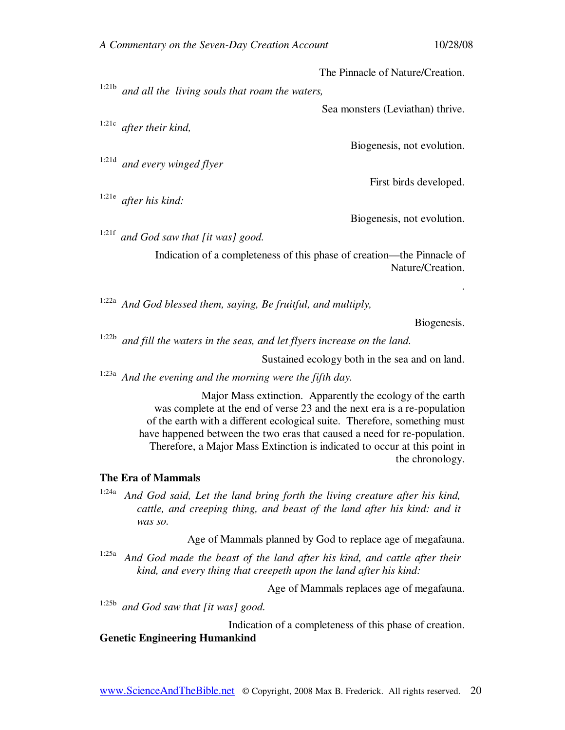The Pinnacle of Nature/Creation.

1:21b *and all the living souls that roam the waters,*

Sea monsters (Leviathan) thrive.

1:21c *after their kind,*

Biogenesis, not evolution.

1:21d *and every winged flyer*

First birds developed.

1:21e *after his kind:*

Biogenesis, not evolution.

1:21f *and God saw that [it was] good.*

Indication of a completeness of this phase of creation—the Pinnacle of Nature/Creation.

.

1:22a *And God blessed them, saying, Be fruitful, and multiply,*

Biogenesis.

1:22b *and fill the waters in the seas, and let flyers increase on the land.*

Sustained ecology both in the sea and on land.

1:23a *And the evening and the morning were the fifth day.*

Major Mass extinction. Apparently the ecology of the earth was complete at the end of verse 23 and the next era is a re-population of the earth with a different ecological suite. Therefore, something must have happened between the two eras that caused a need for re-population. Therefore, a Major Mass Extinction is indicated to occur at this point in the chronology.

### The Era of Mammals

1:24a *And God said, Let the land bring forth the living creature after his kind, cattle, and creeping thing, and beast of the land after his kind: and it was so.*

Age of Mammals planned by God to replace age of megafauna.

1:25a *And God made the beast of the land after his kind, and cattle after their kind, and every thing that creepeth upon the land after his kind:*

Age of Mammals replaces age of megafauna.

1:25b *and God saw that [it was] good.*

Indication of a completeness of this phase of creation.

### Genetic Engineering Humankind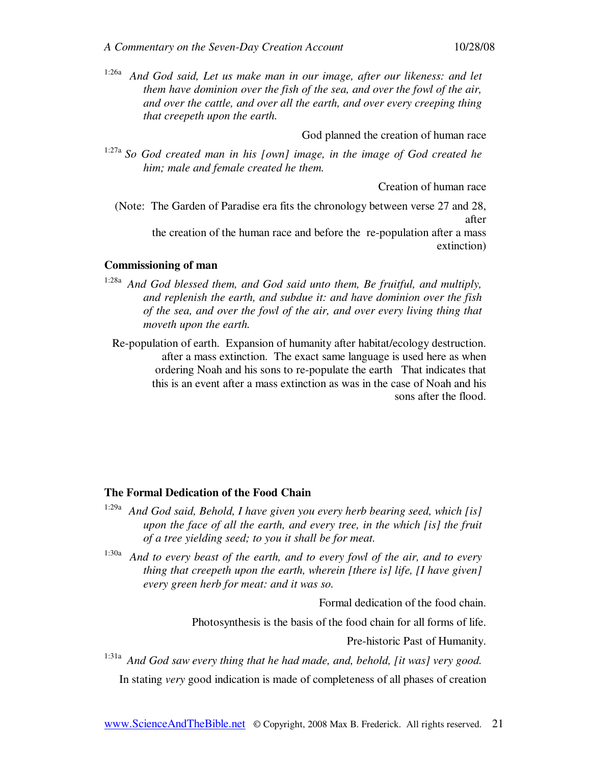[1:26a] *And God said, Let us make man in our image, after our likeness: and let them have dominion over the fish of the sea, and over the fowl of the air, and over the cattle, and over all the earth, and over every creeping thing that creepeth upon the earth.*

God planned the creation of human race

[1:27a] *So God created man in his [own] image, in the image of God created he him; male and female created he them.*

Creation of human race

(Note: The Garden of Paradise era fits the chronology between verse 27 and 28, after the creation of the human race and before the re-population after a mass extinction)

### Commissioning of man

[1:28a] *And God blessed them, and God said unto them, Be fruitful, and multiply, and replenish the earth, and subdue it: and have dominion over the fish of the sea, and over the fowl of the air, and over every living thing that moveth upon the earth.*

Re-population of earth. Expansion of humanity after habitat/ecology destruction. after a mass extinction. The exact same language is used here as when ordering Noah and his sons to re-populate the earth That indicates that this is an event after a mass extinction as was in the case of Noah and his sons after the flood.

### The Formal Dedication of the Food Chain

[1:29a] *And God said, Behold, I have given you every herb bearing seed, which [is] upon the face of all the earth, and every tree, in the which [is] the fruit of a tree yielding seed; to you it shall be for meat.*

[1:30a] *And to every beast of the earth, and to every fowl of the air, and to every thing that creepeth upon the earth, wherein [there is] life, [I have given] every green herb for meat: and it was so.*

Formal dedication of the food chain.

Photosynthesis is the basis of the food chain for all forms of life.

Pre-historic Past of Humanity.

[1:31a] *And God saw every thing that he had made, and, behold, [it was] very good.*

In stating *very* good indication is made of completeness of all phases of creation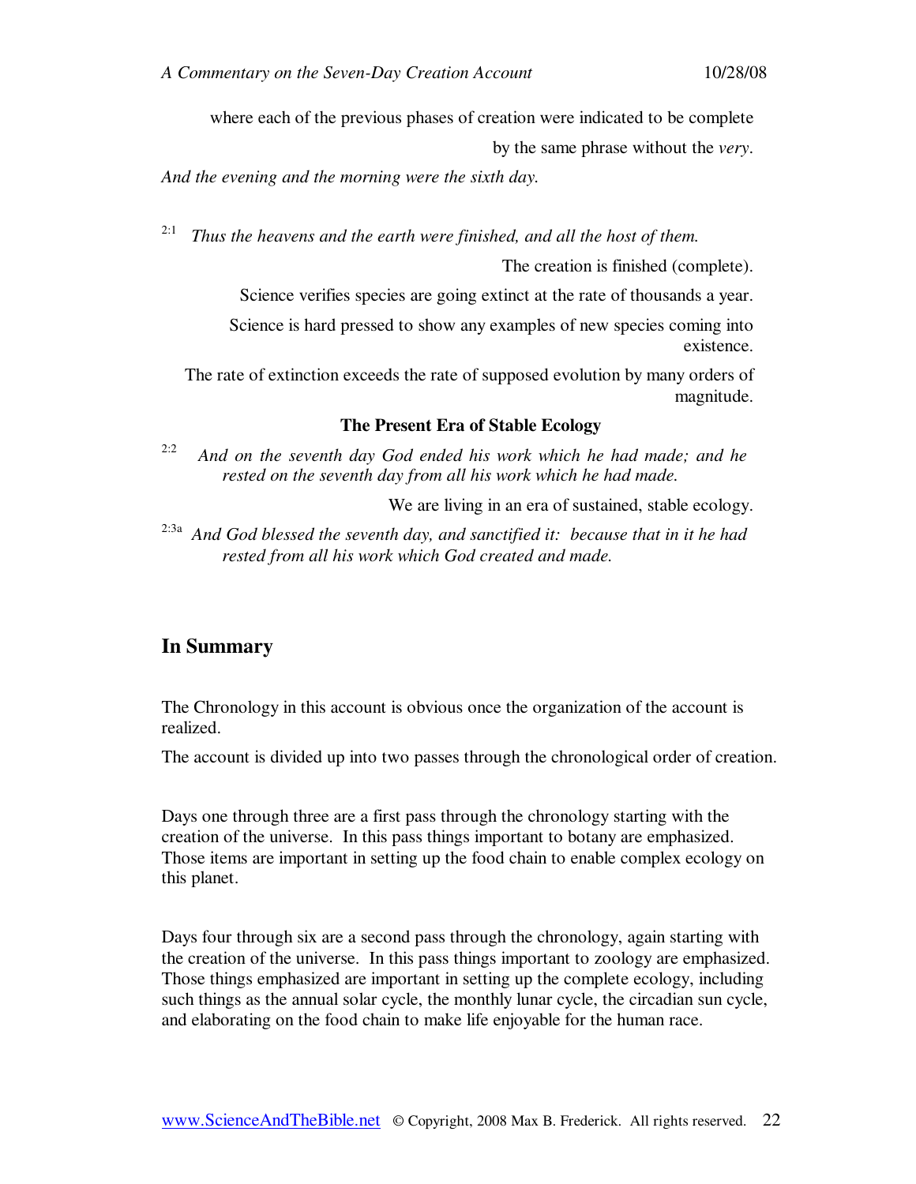where each of the previous phases of creation were indicated to be complete by the same phrase without the *very*.

*And the evening and the morning were the sixth day.*

2:1 *Thus the heavens and the earth were finished, and all the host of them.*

The creation is finished (complete).

Science verifies species are going extinct at the rate of thousands a year.

Science is hard pressed to show any examples of new species coming into existence.

The rate of extinction exceeds the rate of supposed evolution by many orders of magnitude.

**The Present Era of Stable Ecology**

2:2 *And on the seventh day God ended his work which he had made; and he rested on the seventh day from all his work which he had made.*

We are living in an era of sustained, stable ecology.

2:3a *And God blessed the seventh day, and sanctified it: because that in it he had rested from all his work which God created and made.*

## In Summary

The Chronology in this account is obvious once the organization of the account is realized.

The account is divided up into two passes through the chronological order of creation.

Days one through three are a first pass through the chronology starting with the creation of the universe. In this pass things important to botany are emphasized. Those items are important in setting up the food chain to enable complex ecology on this planet.

Days four through six are a second pass through the chronology, again starting with the creation of the universe. In this pass things important to zoology are emphasized. Those things emphasized are important in setting up the complete ecology, including such things as the annual solar cycle, the monthly lunar cycle, the circadian sun cycle, and elaborating on the food chain to make life enjoyable for the human race.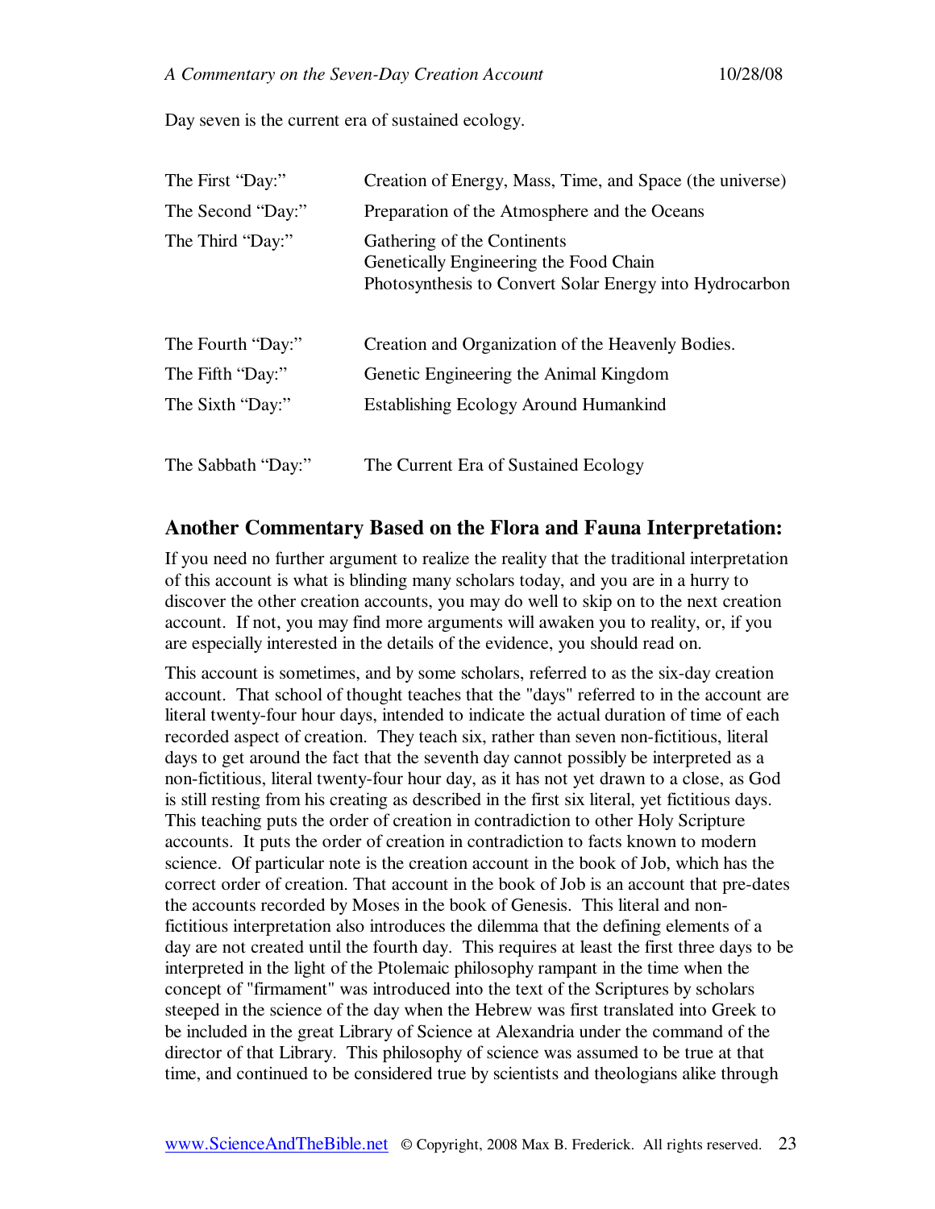Day seven is the current era of sustained ecology.

| | |
|---|---|
| The First "Day:" | Creation of Energy, Mass, Time, and Space (the universe) |
| The Second "Day:" | Preparation of the Atmosphere and the Oceans |
| The Third "Day:" | Gathering of the Continents<br>Genetically Engineering the Food Chain<br>Photosynthesis to Convert Solar Energy into Hydrocarbon |
| The Fourth "Day:" | Creation and Organization of the Heavenly Bodies. |
| The Fifth "Day:" | Genetic Engineering the Animal Kingdom |
| The Sixth "Day:" | Establishing Ecology Around Humankind |
| The Sabbath "Day:" | The Current Era of Sustained Ecology |

## Another Commentary Based on the Flora and Fauna Interpretation:

If you need no further argument to realize the reality that the traditional interpretation of this account is what is blinding many scholars today, and you are in a hurry to discover the other creation accounts, you may do well to skip on to the next creation account. If not, you may find more arguments will awaken you to reality, or, if you are especially interested in the details of the evidence, you should read on.

This account is sometimes, and by some scholars, referred to as the six-day creation account. That school of thought teaches that the "days" referred to in the account are literal twenty-four hour days, intended to indicate the actual duration of time of each recorded aspect of creation. They teach six, rather than seven non-fictitious, literal days to get around the fact that the seventh day cannot possibly be interpreted as a non-fictitious, literal twenty-four hour day, as it has not yet drawn to a close, as God is still resting from his creating as described in the first six literal, yet fictitious days. This teaching puts the order of creation in contradiction to other Holy Scripture accounts. It puts the order of creation in contradiction to facts known to modern science. Of particular note is the creation account in the book of Job, which has the correct order of creation. That account in the book of Job is an account that pre-dates the accounts recorded by Moses in the book of Genesis. This literal and non-fictitious interpretation also introduces the dilemma that the defining elements of a day are not created until the fourth day. This requires at least the first three days to be interpreted in the light of the Ptolemaic philosophy rampant in the time when the concept of "firmament" was introduced into the text of the Scriptures by scholars steeped in the science of the day when the Hebrew was first translated into Greek to be included in the great Library of Science at Alexandria under the command of the director of that Library. This philosophy of science was assumed to be true at that time, and continued to be considered true by scientists and theologians alike through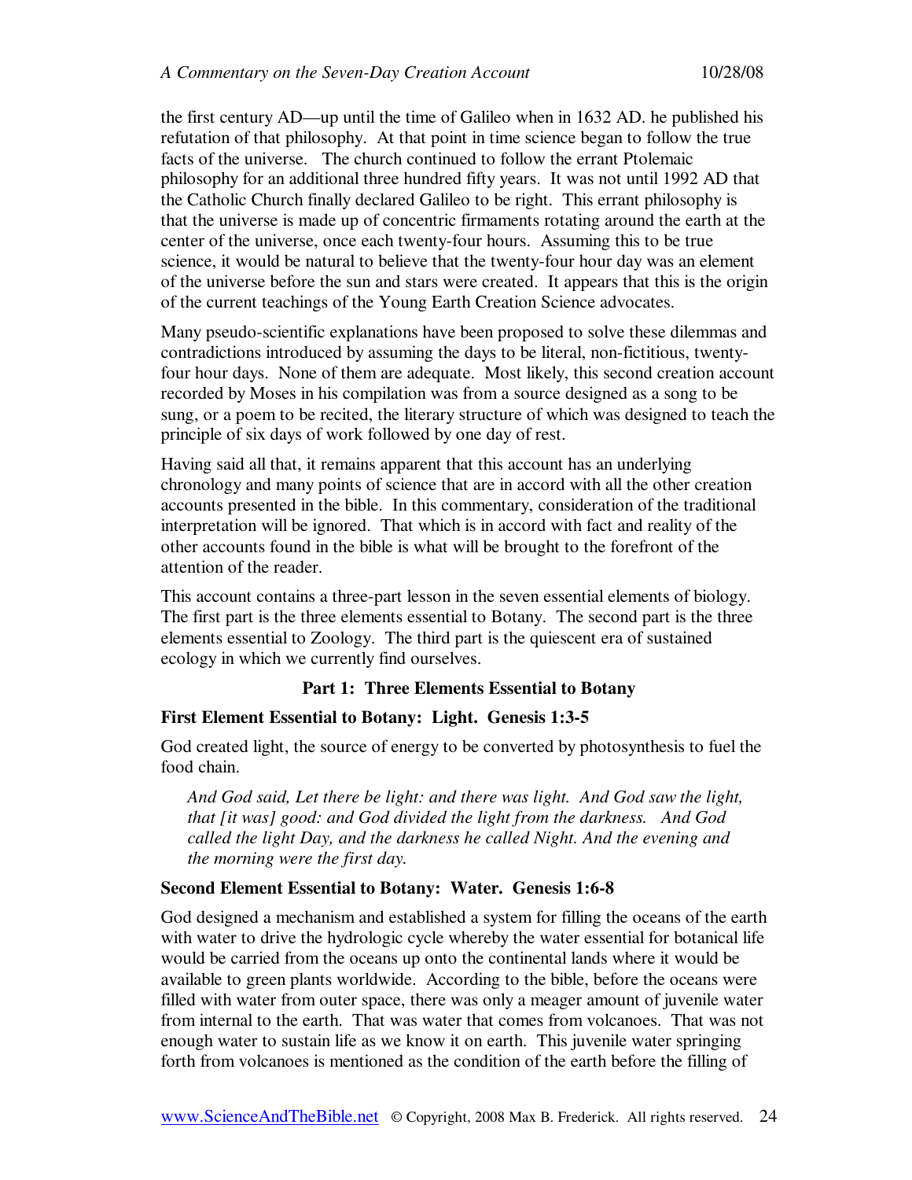the first century AD—up until the time of Galileo when in 1632 AD. he published his refutation of that philosophy. At that point in time science began to follow the true facts of the universe. The church continued to follow the errant Ptolemaic philosophy for an additional three hundred fifty years. It was not until 1992 AD that the Catholic Church finally declared Galileo to be right. This errant philosophy is that the universe is made up of concentric firmaments rotating around the earth at the center of the universe, once each twenty-four hours. Assuming this to be true science, it would be natural to believe that the twenty-four hour day was an element of the universe before the sun and stars were created. It appears that this is the origin of the current teachings of the Young Earth Creation Science advocates.

Many pseudo-scientific explanations have been proposed to solve these dilemmas and contradictions introduced by assuming the days to be literal, non-fictitious, twenty-four hour days. None of them are adequate. Most likely, this second creation account recorded by Moses in his compilation was from a source designed as a song to be sung, or a poem to be recited, the literary structure of which was designed to teach the principle of six days of work followed by one day of rest.

Having said all that, it remains apparent that this account has an underlying chronology and many points of science that are in accord with all the other creation accounts presented in the bible. In this commentary, consideration of the traditional interpretation will be ignored. That which is in accord with fact and reality of the other accounts found in the bible is what will be brought to the forefront of the attention of the reader.

This account contains a three-part lesson in the seven essential elements of biology. The first part is the three elements essential to Botany. The second part is the three elements essential to Zoology. The third part is the quiescent era of sustained ecology in which we currently find ourselves.

## Part 1: Three Elements Essential to Botany

### First Element Essential to Botany: Light. Genesis 1:3-5

God created light, the source of energy to be converted by photosynthesis to fuel the food chain.

> *And God said, Let there be light: and there was light. And God saw the light, that [it was] good: and God divided the light from the darkness. And God called the light Day, and the darkness he called Night. And the evening and the morning were the first day.*

### Second Element Essential to Botany: Water. Genesis 1:6-8

God designed a mechanism and established a system for filling the oceans of the earth with water to drive the hydrologic cycle whereby the water essential for botanical life would be carried from the oceans up onto the continental lands where it would be available to green plants worldwide. According to the bible, before the oceans were filled with water from outer space, there was only a meager amount of juvenile water from internal to the earth. That was water that comes from volcanoes. That was not enough water to sustain life as we know it on earth. This juvenile water springing forth from volcanoes is mentioned as the condition of the earth before the filling of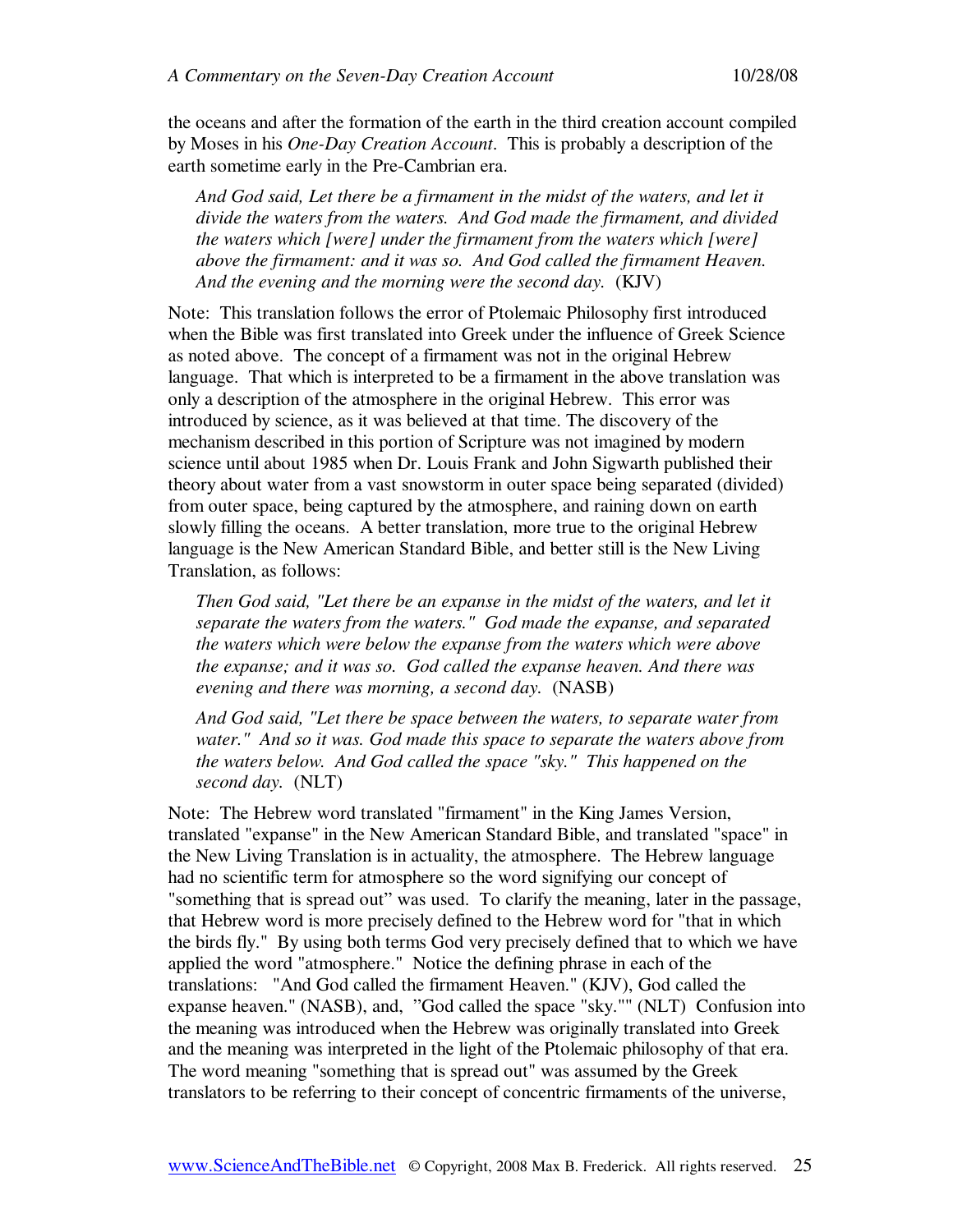the oceans and after the formation of the earth in the third creation account compiled by Moses in his *One-Day Creation Account*. This is probably a description of the earth sometime early in the Pre-Cambrian era.

> *And God said, Let there be a firmament in the midst of the waters, and let it divide the waters from the waters. And God made the firmament, and divided the waters which [were] under the firmament from the waters which [were] above the firmament: and it was so. And God called the firmament Heaven. And the evening and the morning were the second day.* (KJV)

Note: This translation follows the error of Ptolemaic Philosophy first introduced when the Bible was first translated into Greek under the influence of Greek Science as noted above. The concept of a firmament was not in the original Hebrew language. That which is interpreted to be a firmament in the above translation was only a description of the atmosphere in the original Hebrew. This error was introduced by science, as it was believed at that time. The discovery of the mechanism described in this portion of Scripture was not imagined by modern science until about 1985 when Dr. Louis Frank and John Sigwarth published their theory about water from a vast snowstorm in outer space being separated (divided) from outer space, being captured by the atmosphere, and raining down on earth slowly filling the oceans. A better translation, more true to the original Hebrew language is the New American Standard Bible, and better still is the New Living Translation, as follows:

> *Then God said, "Let there be an expanse in the midst of the waters, and let it separate the waters from the waters." God made the expanse, and separated the waters which were below the expanse from the waters which were above the expanse; and it was so. God called the expanse heaven. And there was evening and there was morning, a second day.* (NASB)

> *And God said, "Let there be space between the waters, to separate water from water." And so it was. God made this space to separate the waters above from the waters below. And God called the space "sky." This happened on the second day.* (NLT)

Note: The Hebrew word translated "firmament" in the King James Version, translated "expanse" in the New American Standard Bible, and translated "space" in the New Living Translation is in actuality, the atmosphere. The Hebrew language had no scientific term for atmosphere so the word signifying our concept of "something that is spread out" was used. To clarify the meaning, later in the passage, that Hebrew word is more precisely defined to the Hebrew word for "that in which the birds fly." By using both terms God very precisely defined that to which we have applied the word "atmosphere." Notice the defining phrase in each of the translations: "And God called the firmament Heaven." (KJV), God called the expanse heaven." (NASB), and, "God called the space "sky."" (NLT) Confusion into the meaning was introduced when the Hebrew was originally translated into Greek and the meaning was interpreted in the light of the Ptolemaic philosophy of that era. The word meaning "something that is spread out" was assumed by the Greek translators to be referring to their concept of concentric firmaments of the universe,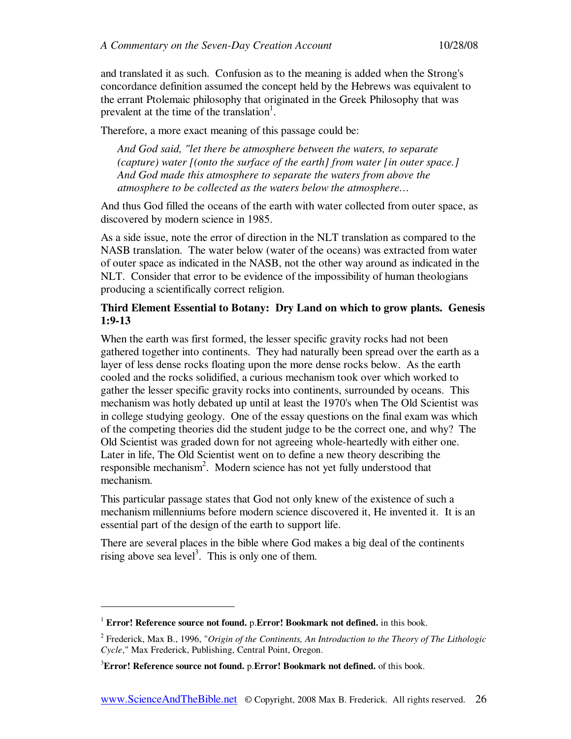and translated it as such. Confusion as to the meaning is added when the Strong's concordance definition assumed the concept held by the Hebrews was equivalent to the errant Ptolemaic philosophy that originated in the Greek Philosophy that was prevalent at the time of the translation[1].

Therefore, a more exact meaning of this passage could be:

> *And God said, "let there be atmosphere between the waters, to separate (capture) water [(onto the surface of the earth] from water [in outer space.] And God made this atmosphere to separate the waters from above the atmosphere to be collected as the waters below the atmosphere…*

And thus God filled the oceans of the earth with water collected from outer space, as discovered by modern science in 1985.

As a side issue, note the error of direction in the NLT translation as compared to the NASB translation. The water below (water of the oceans) was extracted from water of outer space as indicated in the NASB, not the other way around as indicated in the NLT. Consider that error to be evidence of the impossibility of human theologians producing a scientifically correct religion.

**Third Element Essential to Botany: Dry Land on which to grow plants. Genesis 1:9-13**

When the earth was first formed, the lesser specific gravity rocks had not been gathered together into continents. They had naturally been spread over the earth as a layer of less dense rocks floating upon the more dense rocks below. As the earth cooled and the rocks solidified, a curious mechanism took over which worked to gather the lesser specific gravity rocks into continents, surrounded by oceans. This mechanism was hotly debated up until at least the 1970's when The Old Scientist was in college studying geology. One of the essay questions on the final exam was which of the competing theories did the student judge to be the correct one, and why? The Old Scientist was graded down for not agreeing whole-heartedly with either one. Later in life, The Old Scientist went on to define a new theory describing the responsible mechanism[2]. Modern science has not yet fully understood that mechanism.

This particular passage states that God not only knew of the existence of such a mechanism millenniums before modern science discovered it, He invented it. It is an essential part of the design of the earth to support life.

There are several places in the bible where God makes a big deal of the continents rising above sea level[3]. This is only one of them.

---

[1] **Error! Reference source not found.** p.**Error! Bookmark not defined.** in this book.

[2] Frederick, Max B., 1996, "*Origin of the Continents, An Introduction to the Theory of The Lithologic Cycle*," Max Frederick, Publishing, Central Point, Oregon.

[3] **Error! Reference source not found.** p.**Error! Bookmark not defined.** of this book.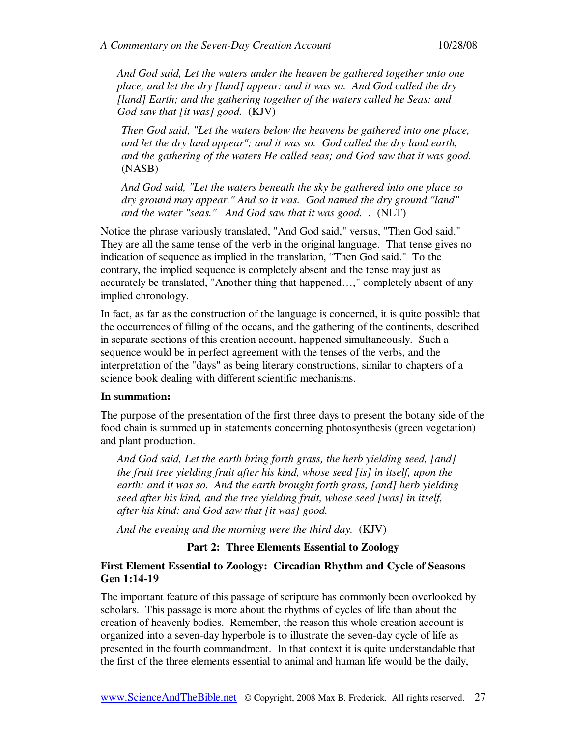*And God said, Let the waters under the heaven be gathered together unto one place, and let the dry [land] appear: and it was so. And God called the dry [land] Earth; and the gathering together of the waters called he Seas: and God saw that [it was] good.* (KJV)

*Then God said, "Let the waters below the heavens be gathered into one place, and let the dry land appear"; and it was so. God called the dry land earth, and the gathering of the waters He called seas; and God saw that it was good.* (NASB)

*And God said, "Let the waters beneath the sky be gathered into one place so dry ground may appear." And so it was. God named the dry ground "land" and the water "seas." And God saw that it was good. .* (NLT)

Notice the phrase variously translated, "And God said," versus, "Then God said." They are all the same tense of the verb in the original language. That tense gives no indication of sequence as implied in the translation, "<u>Then</u> God said." To the contrary, the implied sequence is completely absent and the tense may just as accurately be translated, "Another thing that happened…," completely absent of any implied chronology.

In fact, as far as the construction of the language is concerned, it is quite possible that the occurrences of filling of the oceans, and the gathering of the continents, described in separate sections of this creation account, happened simultaneously. Such a sequence would be in perfect agreement with the tenses of the verbs, and the interpretation of the "days" as being literary constructions, similar to chapters of a science book dealing with different scientific mechanisms.

**In summation:**

The purpose of the presentation of the first three days to present the botany side of the food chain is summed up in statements concerning photosynthesis (green vegetation) and plant production.

*And God said, Let the earth bring forth grass, the herb yielding seed, [and] the fruit tree yielding fruit after his kind, whose seed [is] in itself, upon the earth: and it was so. And the earth brought forth grass, [and] herb yielding seed after his kind, and the tree yielding fruit, whose seed [was] in itself, after his kind: and God saw that [it was] good.*

*And the evening and the morning were the third day.* (KJV)

## Part 2: Three Elements Essential to Zoology

### First Element Essential to Zoology: Circadian Rhythm and Cycle of Seasons Gen 1:14-19

The important feature of this passage of scripture has commonly been overlooked by scholars. This passage is more about the rhythms of cycles of life than about the creation of heavenly bodies. Remember, the reason this whole creation account is organized into a seven-day hyperbole is to illustrate the seven-day cycle of life as presented in the fourth commandment. In that context it is quite understandable that the first of the three elements essential to animal and human life would be the daily,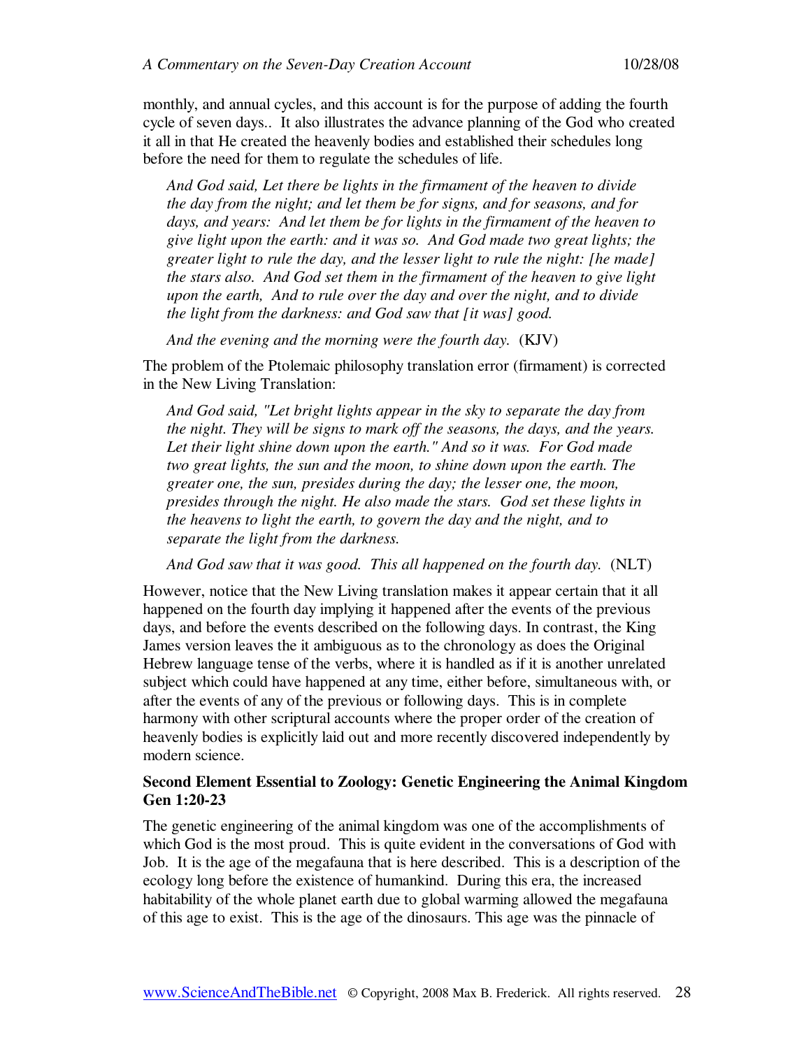monthly, and annual cycles, and this account is for the purpose of adding the fourth cycle of seven days.. It also illustrates the advance planning of the God who created it all in that He created the heavenly bodies and established their schedules long before the need for them to regulate the schedules of life.

> *And God said, Let there be lights in the firmament of the heaven to divide the day from the night; and let them be for signs, and for seasons, and for days, and years: And let them be for lights in the firmament of the heaven to give light upon the earth: and it was so. And God made two great lights; the greater light to rule the day, and the lesser light to rule the night: [he made] the stars also. And God set them in the firmament of the heaven to give light upon the earth, And to rule over the day and over the night, and to divide the light from the darkness: and God saw that [it was] good.*
>
> *And the evening and the morning were the fourth day.* (KJV)

The problem of the Ptolemaic philosophy translation error (firmament) is corrected in the New Living Translation:

> *And God said, "Let bright lights appear in the sky to separate the day from the night. They will be signs to mark off the seasons, the days, and the years. Let their light shine down upon the earth." And so it was. For God made two great lights, the sun and the moon, to shine down upon the earth. The greater one, the sun, presides during the day; the lesser one, the moon, presides through the night. He also made the stars. God set these lights in the heavens to light the earth, to govern the day and the night, and to separate the light from the darkness.*
>
> *And God saw that it was good. This all happened on the fourth day.* (NLT)

However, notice that the New Living translation makes it appear certain that it all happened on the fourth day implying it happened after the events of the previous days, and before the events described on the following days. In contrast, the King James version leaves the it ambiguous as to the chronology as does the Original Hebrew language tense of the verbs, where it is handled as if it is another unrelated subject which could have happened at any time, either before, simultaneous with, or after the events of any of the previous or following days. This is in complete harmony with other scriptural accounts where the proper order of the creation of heavenly bodies is explicitly laid out and more recently discovered independently by modern science.

**Second Element Essential to Zoology: Genetic Engineering the Animal Kingdom Gen 1:20-23**

The genetic engineering of the animal kingdom was one of the accomplishments of which God is the most proud. This is quite evident in the conversations of God with Job. It is the age of the megafauna that is here described. This is a description of the ecology long before the existence of humankind. During this era, the increased habitability of the whole planet earth due to global warming allowed the megafauna of this age to exist. This is the age of the dinosaurs. This age was the pinnacle of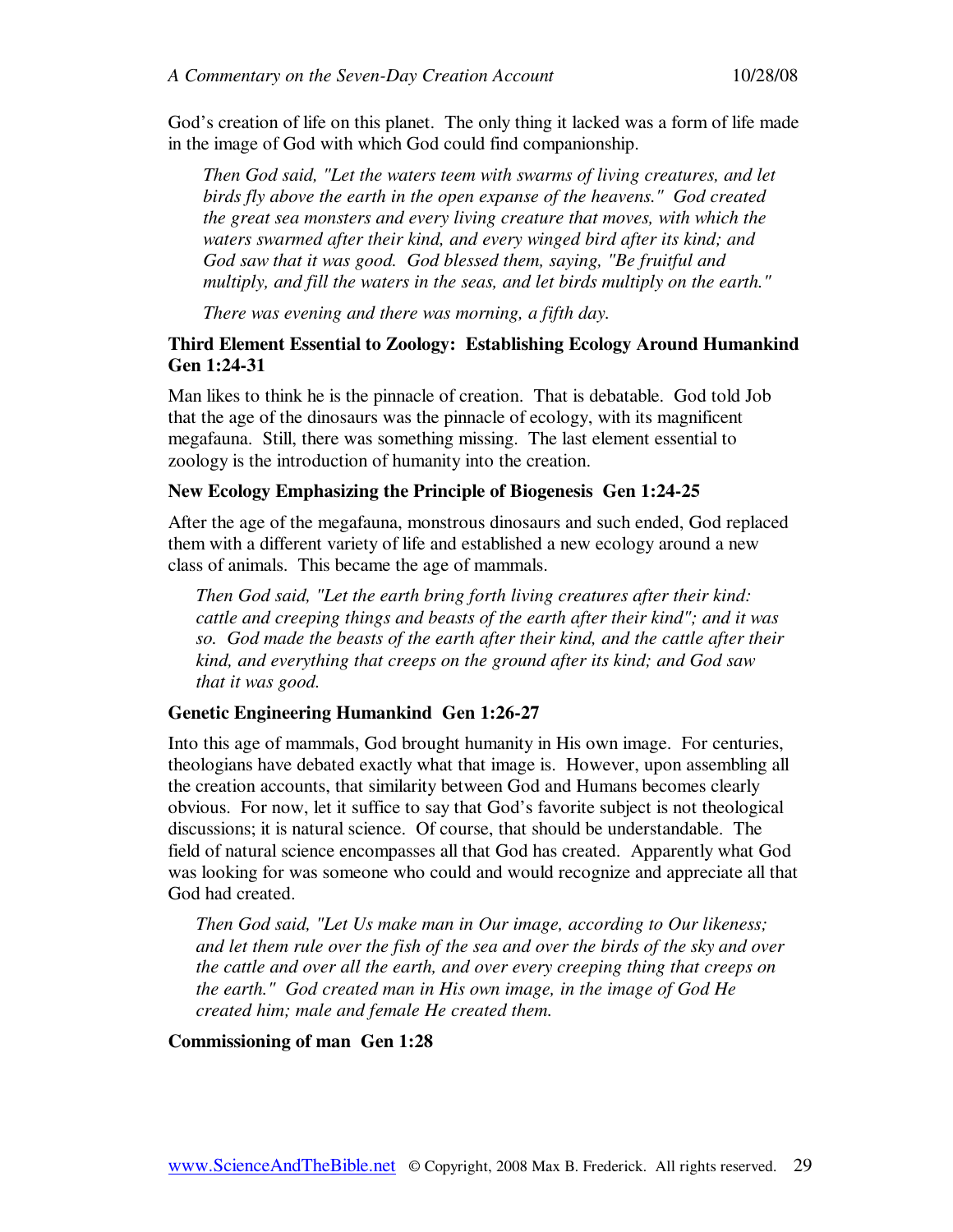God's creation of life on this planet. The only thing it lacked was a form of life made in the image of God with which God could find companionship.

> *Then God said, "Let the waters teem with swarms of living creatures, and let birds fly above the earth in the open expanse of the heavens." God created the great sea monsters and every living creature that moves, with which the waters swarmed after their kind, and every winged bird after its kind; and God saw that it was good. God blessed them, saying, "Be fruitful and multiply, and fill the waters in the seas, and let birds multiply on the earth."*
>
> *There was evening and there was morning, a fifth day.*

### Third Element Essential to Zoology: Establishing Ecology Around Humankind Gen 1:24-31

Man likes to think he is the pinnacle of creation. That is debatable. God told Job that the age of the dinosaurs was the pinnacle of ecology, with its magnificent megafauna. Still, there was something missing. The last element essential to zoology is the introduction of humanity into the creation.

#### New Ecology Emphasizing the Principle of Biogenesis Gen 1:24-25

After the age of the megafauna, monstrous dinosaurs and such ended, God replaced them with a different variety of life and established a new ecology around a new class of animals. This became the age of mammals.

> *Then God said, "Let the earth bring forth living creatures after their kind: cattle and creeping things and beasts of the earth after their kind"; and it was so. God made the beasts of the earth after their kind, and the cattle after their kind, and everything that creeps on the ground after its kind; and God saw that it was good.*

#### Genetic Engineering Humankind Gen 1:26-27

Into this age of mammals, God brought humanity in His own image. For centuries, theologians have debated exactly what that image is. However, upon assembling all the creation accounts, that similarity between God and Humans becomes clearly obvious. For now, let it suffice to say that God's favorite subject is not theological discussions; it is natural science. Of course, that should be understandable. The field of natural science encompasses all that God has created. Apparently what God was looking for was someone who could and would recognize and appreciate all that God had created.

> *Then God said, "Let Us make man in Our image, according to Our likeness; and let them rule over the fish of the sea and over the birds of the sky and over the cattle and over all the earth, and over every creeping thing that creeps on the earth." God created man in His own image, in the image of God He created him; male and female He created them.*

#### Commissioning of man Gen 1:28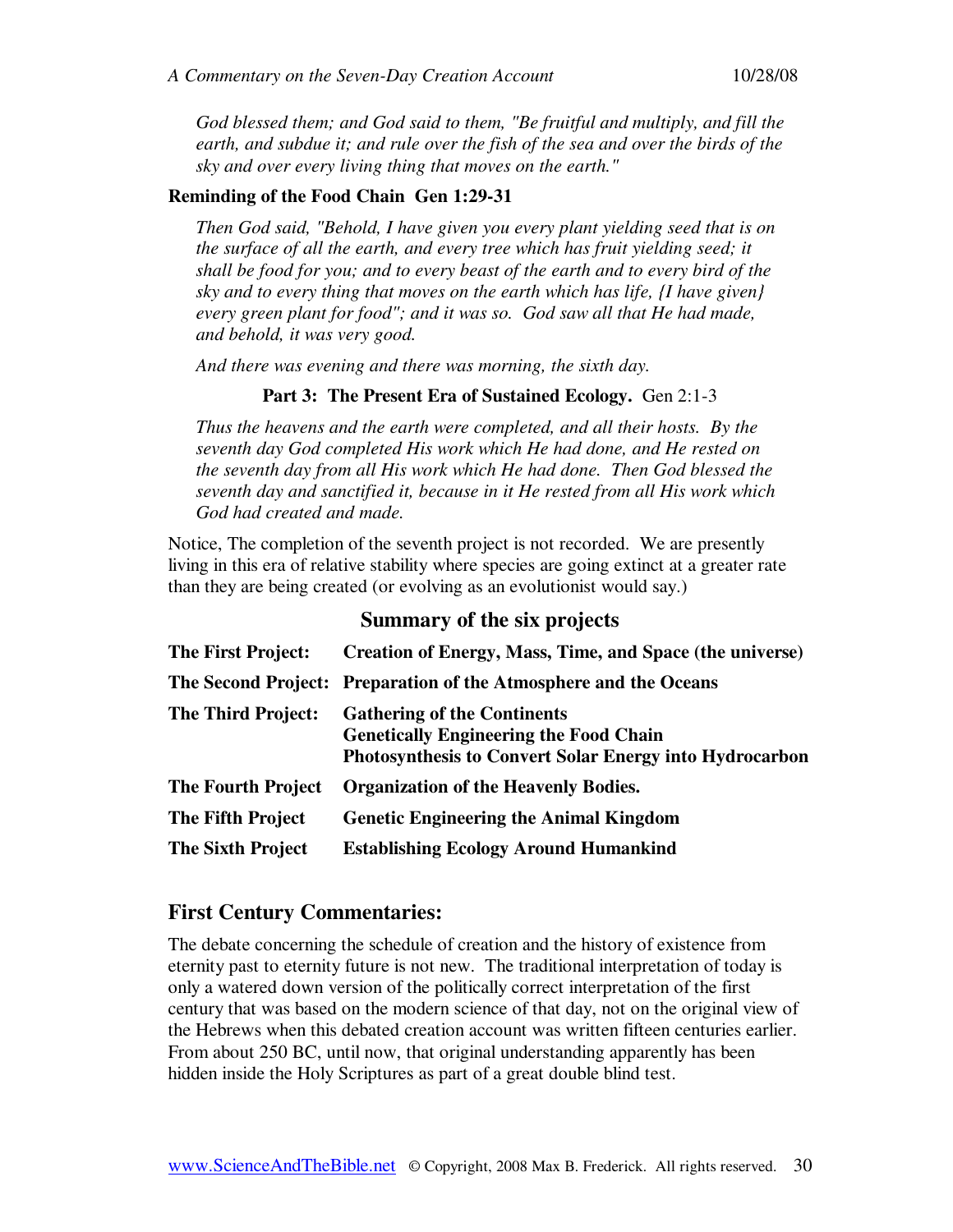*God blessed them; and God said to them, "Be fruitful and multiply, and fill the earth, and subdue it; and rule over the fish of the sea and over the birds of the sky and over every living thing that moves on the earth."*

**Reminding of the Food Chain Gen 1:29-31**

*Then God said, "Behold, I have given you every plant yielding seed that is on the surface of all the earth, and every tree which has fruit yielding seed; it shall be food for you; and to every beast of the earth and to every bird of the sky and to every thing that moves on the earth which has life, {I have given} every green plant for food"; and it was so. God saw all that He had made, and behold, it was very good.*

*And there was evening and there was morning, the sixth day.*

**Part 3: The Present Era of Sustained Ecology.** Gen 2:1-3

*Thus the heavens and the earth were completed, and all their hosts. By the seventh day God completed His work which He had done, and He rested on the seventh day from all His work which He had done. Then God blessed the seventh day and sanctified it, because in it He rested from all His work which God had created and made.*

Notice, The completion of the seventh project is not recorded. We are presently living in this era of relative stability where species are going extinct at a greater rate than they are being created (or evolving as an evolutionist would say.)

## Summary of the six projects

| | |
|---|---|
| **The First Project:** | **Creation of Energy, Mass, Time, and Space (the universe)** |
| **The Second Project:** | **Preparation of the Atmosphere and the Oceans** |
| **The Third Project:** | **Gathering of the Continents**<br>**Genetically Engineering the Food Chain**<br>**Photosynthesis to Convert Solar Energy into Hydrocarbon** |
| **The Fourth Project** | **Organization of the Heavenly Bodies.** |
| **The Fifth Project** | **Genetic Engineering the Animal Kingdom** |
| **The Sixth Project** | **Establishing Ecology Around Humankind** |

## First Century Commentaries:

The debate concerning the schedule of creation and the history of existence from eternity past to eternity future is not new. The traditional interpretation of today is only a watered down version of the politically correct interpretation of the first century that was based on the modern science of that day, not on the original view of the Hebrews when this debated creation account was written fifteen centuries earlier. From about 250 BC, until now, that original understanding apparently has been hidden inside the Holy Scriptures as part of a great double blind test.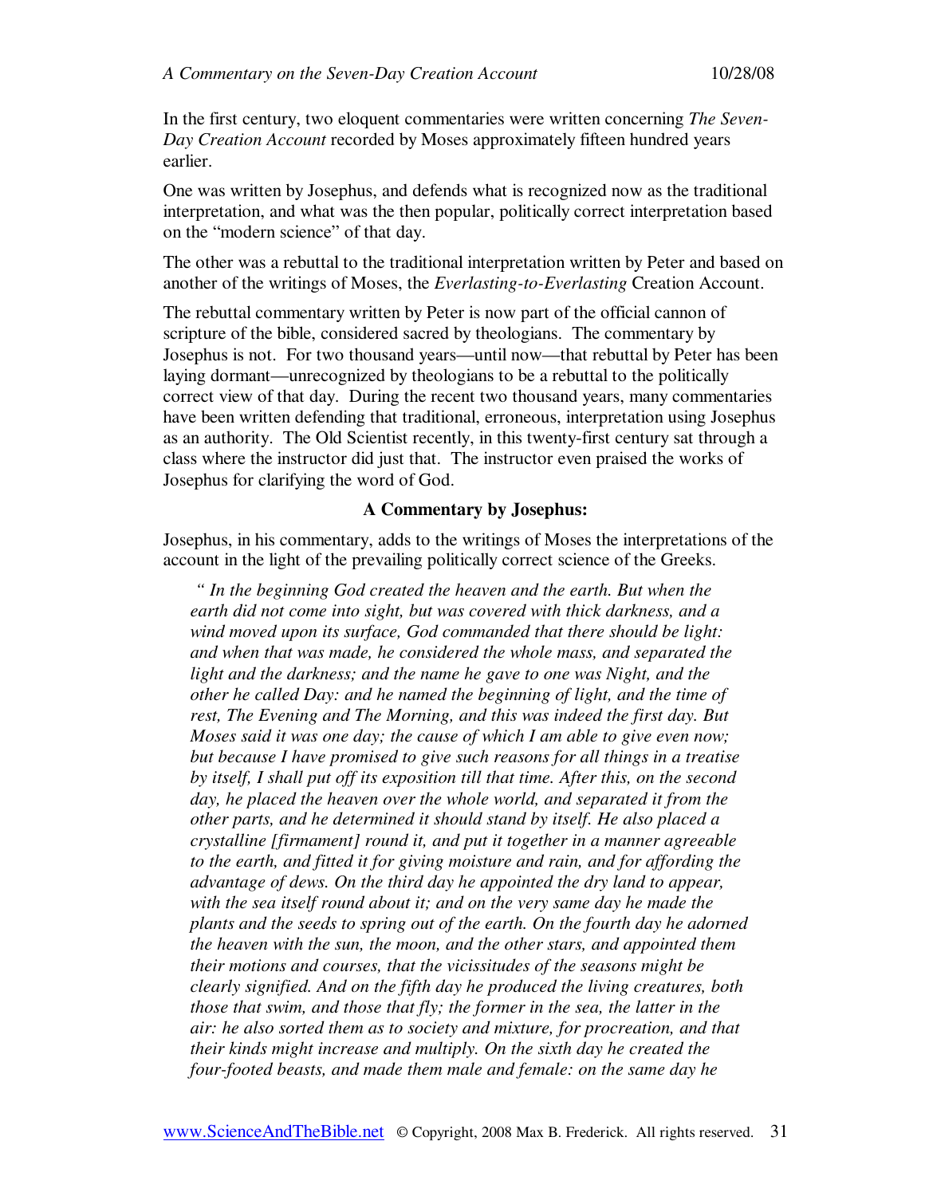In the first century, two eloquent commentaries were written concerning *The Seven-Day Creation Account* recorded by Moses approximately fifteen hundred years earlier.

One was written by Josephus, and defends what is recognized now as the traditional interpretation, and what was the then popular, politically correct interpretation based on the "modern science" of that day.

The other was a rebuttal to the traditional interpretation written by Peter and based on another of the writings of Moses, the *Everlasting-to-Everlasting* Creation Account.

The rebuttal commentary written by Peter is now part of the official cannon of scripture of the bible, considered sacred by theologians. The commentary by Josephus is not. For two thousand years—until now—that rebuttal by Peter has been laying dormant—unrecognized by theologians to be a rebuttal to the politically correct view of that day. During the recent two thousand years, many commentaries have been written defending that traditional, erroneous, interpretation using Josephus as an authority. The Old Scientist recently, in this twenty-first century sat through a class where the instructor did just that. The instructor even praised the works of Josephus for clarifying the word of God.

**A Commentary by Josephus:**

Josephus, in his commentary, adds to the writings of Moses the interpretations of the account in the light of the prevailing politically correct science of the Greeks.

> *" In the beginning God created the heaven and the earth. But when the earth did not come into sight, but was covered with thick darkness, and a wind moved upon its surface, God commanded that there should be light: and when that was made, he considered the whole mass, and separated the light and the darkness; and the name he gave to one was Night, and the other he called Day: and he named the beginning of light, and the time of rest, The Evening and The Morning, and this was indeed the first day. But Moses said it was one day; the cause of which I am able to give even now; but because I have promised to give such reasons for all things in a treatise by itself, I shall put off its exposition till that time. After this, on the second day, he placed the heaven over the whole world, and separated it from the other parts, and he determined it should stand by itself. He also placed a crystalline [firmament] round it, and put it together in a manner agreeable to the earth, and fitted it for giving moisture and rain, and for affording the advantage of dews. On the third day he appointed the dry land to appear, with the sea itself round about it; and on the very same day he made the plants and the seeds to spring out of the earth. On the fourth day he adorned the heaven with the sun, the moon, and the other stars, and appointed them their motions and courses, that the vicissitudes of the seasons might be clearly signified. And on the fifth day he produced the living creatures, both those that swim, and those that fly; the former in the sea, the latter in the air: he also sorted them as to society and mixture, for procreation, and that their kinds might increase and multiply. On the sixth day he created the four-footed beasts, and made them male and female: on the same day he*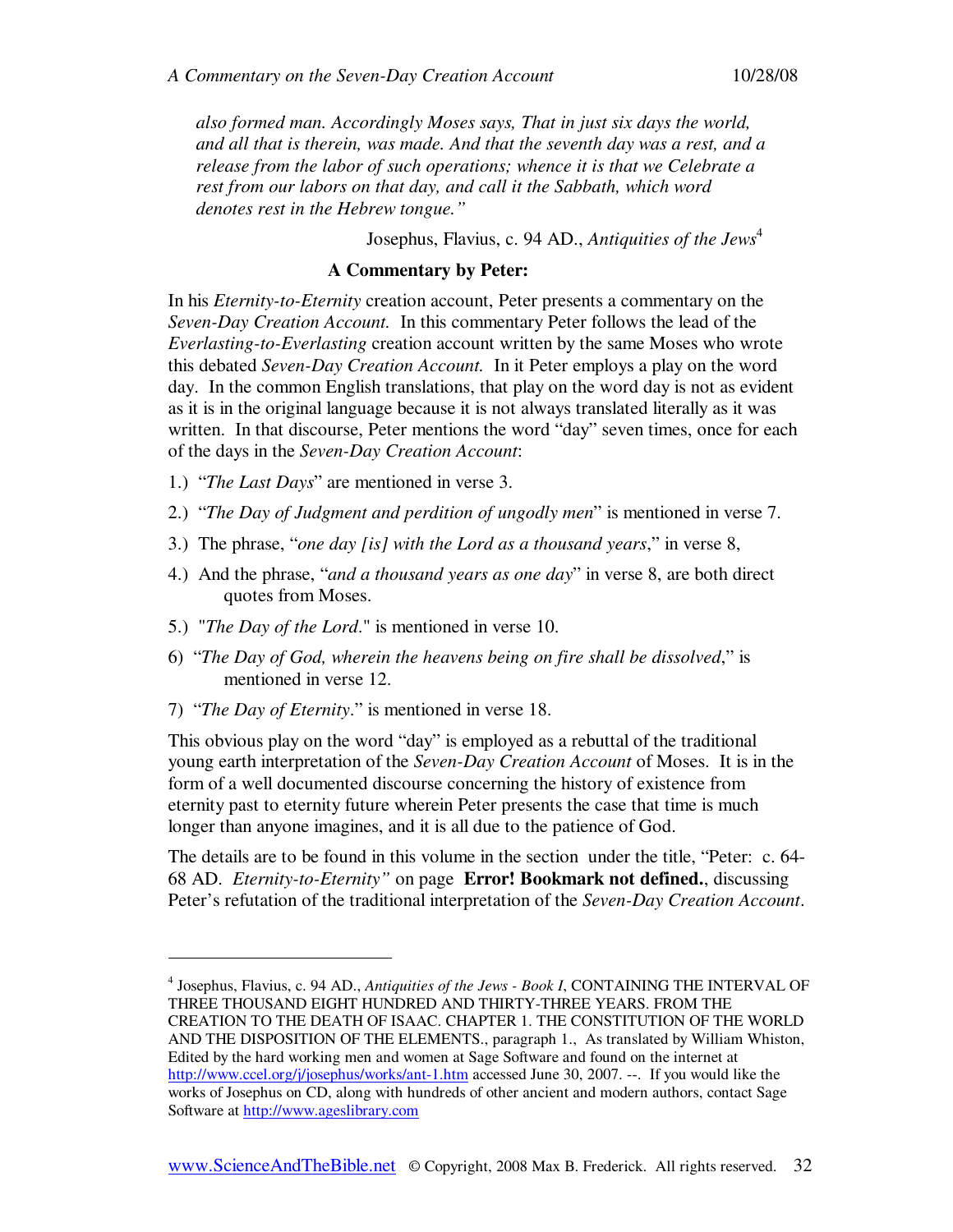*also formed man. Accordingly Moses says, That in just six days the world, and all that is therein, was made. And that the seventh day was a rest, and a release from the labor of such operations; whence it is that we Celebrate a rest from our labors on that day, and call it the Sabbath, which word denotes rest in the Hebrew tongue."*

Josephus, Flavius, c. 94 AD., *Antiquities of the Jews*[4]

### A Commentary by Peter:

In his *Eternity-to-Eternity* creation account, Peter presents a commentary on the *Seven-Day Creation Account.* In this commentary Peter follows the lead of the *Everlasting-to-Everlasting* creation account written by the same Moses who wrote this debated *Seven-Day Creation Account.* In it Peter employs a play on the word day. In the common English translations, that play on the word day is not as evident as it is in the original language because it is not always translated literally as it was written. In that discourse, Peter mentions the word "day" seven times, once for each of the days in the *Seven-Day Creation Account*:

1.) "*The Last Days*" are mentioned in verse 3.

2.) "*The Day of Judgment and perdition of ungodly men*" is mentioned in verse 7.

3.) The phrase, "*one day [is] with the Lord as a thousand years*," in verse 8,

4.) And the phrase, "*and a thousand years as one day*" in verse 8, are both direct quotes from Moses.

5.) "*The Day of the Lord.*" is mentioned in verse 10.

6) "*The Day of God, wherein the heavens being on fire shall be dissolved*," is mentioned in verse 12.

7) "*The Day of Eternity.*" is mentioned in verse 18.

This obvious play on the word "day" is employed as a rebuttal of the traditional young earth interpretation of the *Seven-Day Creation Account* of Moses. It is in the form of a well documented discourse concerning the history of existence from eternity past to eternity future wherein Peter presents the case that time is much longer than anyone imagines, and it is all due to the patience of God.

The details are to be found in this volume in the section under the title, "Peter: c. 64-68 AD. *Eternity-to-Eternity"* on page **Error! Bookmark not defined.**, discussing Peter's refutation of the traditional interpretation of the *Seven-Day Creation Account*.

---

[4] Josephus, Flavius, c. 94 AD., *Antiquities of the Jews - Book I*, CONTAINING THE INTERVAL OF THREE THOUSAND EIGHT HUNDRED AND THIRTY-THREE YEARS. FROM THE CREATION TO THE DEATH OF ISAAC. CHAPTER 1. THE CONSTITUTION OF THE WORLD AND THE DISPOSITION OF THE ELEMENTS., paragraph 1., As translated by William Whiston, Edited by the hard working men and women at Sage Software and found on the internet at http://www.ccel.org/j/josephus/works/ant-1.htm accessed June 30, 2007. --. If you would like the works of Josephus on CD, along with hundreds of other ancient and modern authors, contact Sage Software at http://www.ageslibrary.com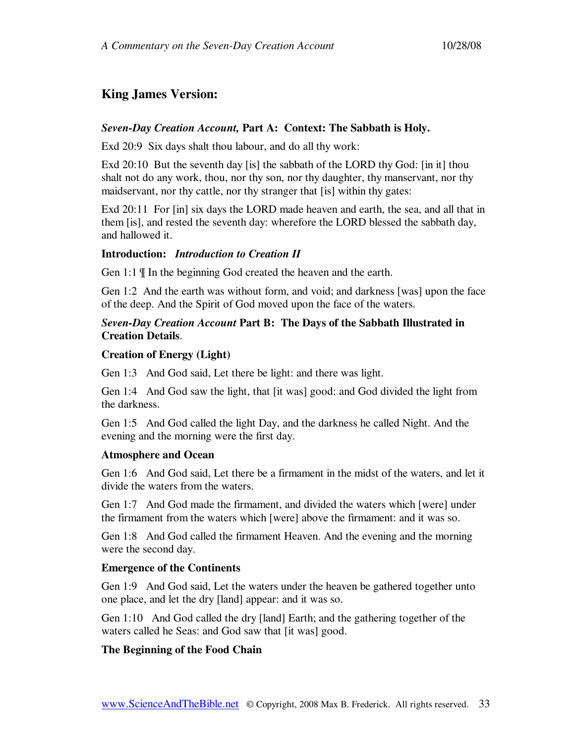## King James Version:

***Seven-Day Creation Account,* Part A: Context: The Sabbath is Holy.**

Exd 20:9 Six days shalt thou labour, and do all thy work:

Exd 20:10 But the seventh day [is] the sabbath of the LORD thy God: [in it] thou shalt not do any work, thou, nor thy son, nor thy daughter, thy manservant, nor thy maidservant, nor thy cattle, nor thy stranger that [is] within thy gates:

Exd 20:11 For [in] six days the LORD made heaven and earth, the sea, and all that in them [is], and rested the seventh day: wherefore the LORD blessed the sabbath day, and hallowed it.

**Introduction:** ***Introduction to Creation II***

Gen 1:1 ¶ In the beginning God created the heaven and the earth.

Gen 1:2 And the earth was without form, and void; and darkness [was] upon the face of the deep. And the Spirit of God moved upon the face of the waters.

***Seven-Day Creation Account* Part B: The Days of the Sabbath Illustrated in Creation Details**.

**Creation of Energy (Light)**

Gen 1:3 And God said, Let there be light: and there was light.

Gen 1:4 And God saw the light, that [it was] good: and God divided the light from the darkness.

Gen 1:5 And God called the light Day, and the darkness he called Night. And the evening and the morning were the first day.

**Atmosphere and Ocean**

Gen 1:6 And God said, Let there be a firmament in the midst of the waters, and let it divide the waters from the waters.

Gen 1:7 And God made the firmament, and divided the waters which [were] under the firmament from the waters which [were] above the firmament: and it was so.

Gen 1:8 And God called the firmament Heaven. And the evening and the morning were the second day.

**Emergence of the Continents**

Gen 1:9 And God said, Let the waters under the heaven be gathered together unto one place, and let the dry [land] appear: and it was so.

Gen 1:10 And God called the dry [land] Earth; and the gathering together of the waters called he Seas: and God saw that [it was] good.

**The Beginning of the Food Chain**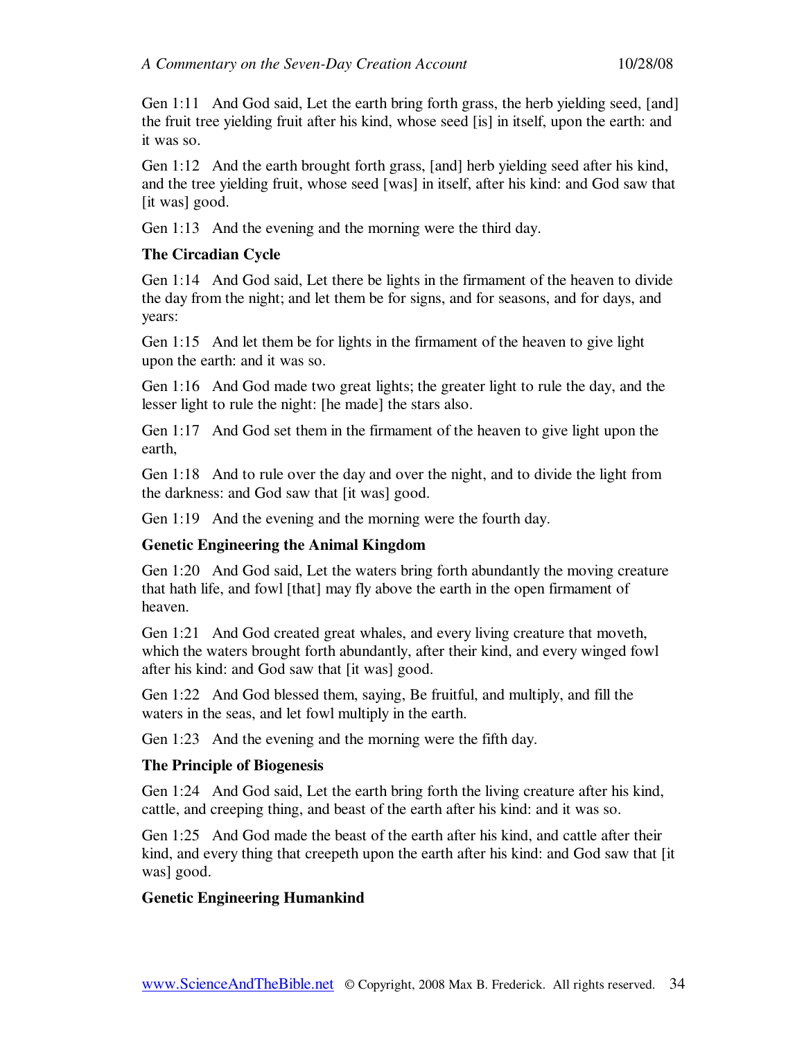Gen 1:11 And God said, Let the earth bring forth grass, the herb yielding seed, [and] the fruit tree yielding fruit after his kind, whose seed [is] in itself, upon the earth: and it was so.

Gen 1:12 And the earth brought forth grass, [and] herb yielding seed after his kind, and the tree yielding fruit, whose seed [was] in itself, after his kind: and God saw that [it was] good.

Gen 1:13 And the evening and the morning were the third day.

**The Circadian Cycle**

Gen 1:14 And God said, Let there be lights in the firmament of the heaven to divide the day from the night; and let them be for signs, and for seasons, and for days, and years:

Gen 1:15 And let them be for lights in the firmament of the heaven to give light upon the earth: and it was so.

Gen 1:16 And God made two great lights; the greater light to rule the day, and the lesser light to rule the night: [he made] the stars also.

Gen 1:17 And God set them in the firmament of the heaven to give light upon the earth,

Gen 1:18 And to rule over the day and over the night, and to divide the light from the darkness: and God saw that [it was] good.

Gen 1:19 And the evening and the morning were the fourth day.

**Genetic Engineering the Animal Kingdom**

Gen 1:20 And God said, Let the waters bring forth abundantly the moving creature that hath life, and fowl [that] may fly above the earth in the open firmament of heaven.

Gen 1:21 And God created great whales, and every living creature that moveth, which the waters brought forth abundantly, after their kind, and every winged fowl after his kind: and God saw that [it was] good.

Gen 1:22 And God blessed them, saying, Be fruitful, and multiply, and fill the waters in the seas, and let fowl multiply in the earth.

Gen 1:23 And the evening and the morning were the fifth day.

**The Principle of Biogenesis**

Gen 1:24 And God said, Let the earth bring forth the living creature after his kind, cattle, and creeping thing, and beast of the earth after his kind: and it was so.

Gen 1:25 And God made the beast of the earth after his kind, and cattle after their kind, and every thing that creepeth upon the earth after his kind: and God saw that [it was] good.

**Genetic Engineering Humankind**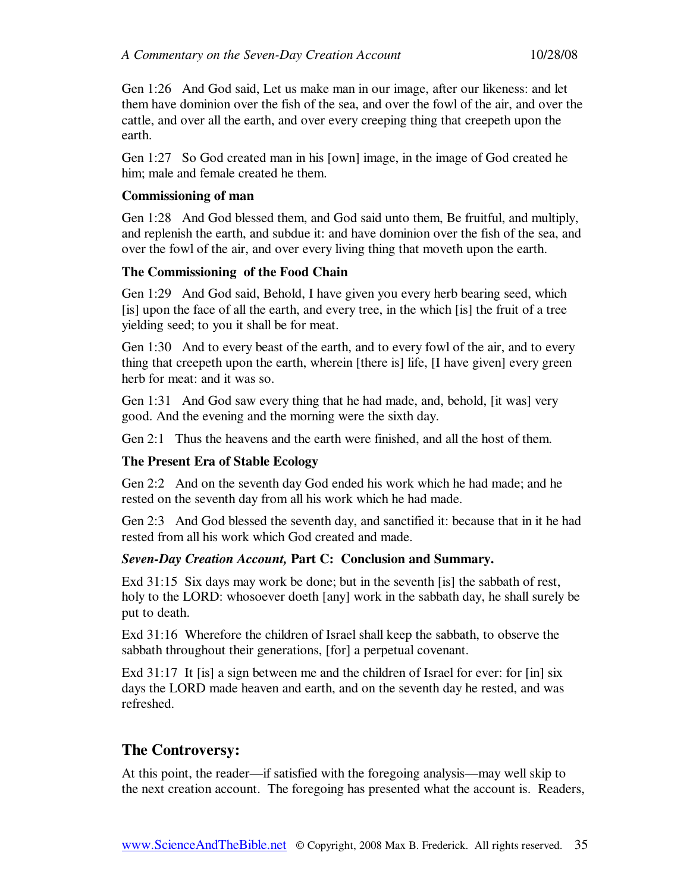Gen 1:26 And God said, Let us make man in our image, after our likeness: and let them have dominion over the fish of the sea, and over the fowl of the air, and over the cattle, and over all the earth, and over every creeping thing that creepeth upon the earth.

Gen 1:27 So God created man in his [own] image, in the image of God created he him; male and female created he them.

**Commissioning of man**

Gen 1:28 And God blessed them, and God said unto them, Be fruitful, and multiply, and replenish the earth, and subdue it: and have dominion over the fish of the sea, and over the fowl of the air, and over every living thing that moveth upon the earth.

**The Commissioning of the Food Chain**

Gen 1:29 And God said, Behold, I have given you every herb bearing seed, which [is] upon the face of all the earth, and every tree, in the which [is] the fruit of a tree yielding seed; to you it shall be for meat.

Gen 1:30 And to every beast of the earth, and to every fowl of the air, and to every thing that creepeth upon the earth, wherein [there is] life, [I have given] every green herb for meat: and it was so.

Gen 1:31 And God saw every thing that he had made, and, behold, [it was] very good. And the evening and the morning were the sixth day.

Gen 2:1 Thus the heavens and the earth were finished, and all the host of them.

**The Present Era of Stable Ecology**

Gen 2:2 And on the seventh day God ended his work which he had made; and he rested on the seventh day from all his work which he had made.

Gen 2:3 And God blessed the seventh day, and sanctified it: because that in it he had rested from all his work which God created and made.

***Seven-Day Creation Account,* Part C: Conclusion and Summary.**

Exd 31:15 Six days may work be done; but in the seventh [is] the sabbath of rest, holy to the LORD: whosoever doeth [any] work in the sabbath day, he shall surely be put to death.

Exd 31:16 Wherefore the children of Israel shall keep the sabbath, to observe the sabbath throughout their generations, [for] a perpetual covenant.

Exd 31:17 It [is] a sign between me and the children of Israel for ever: for [in] six days the LORD made heaven and earth, and on the seventh day he rested, and was refreshed.

## The Controversy:

At this point, the reader—if satisfied with the foregoing analysis—may well skip to the next creation account. The foregoing has presented what the account is. Readers,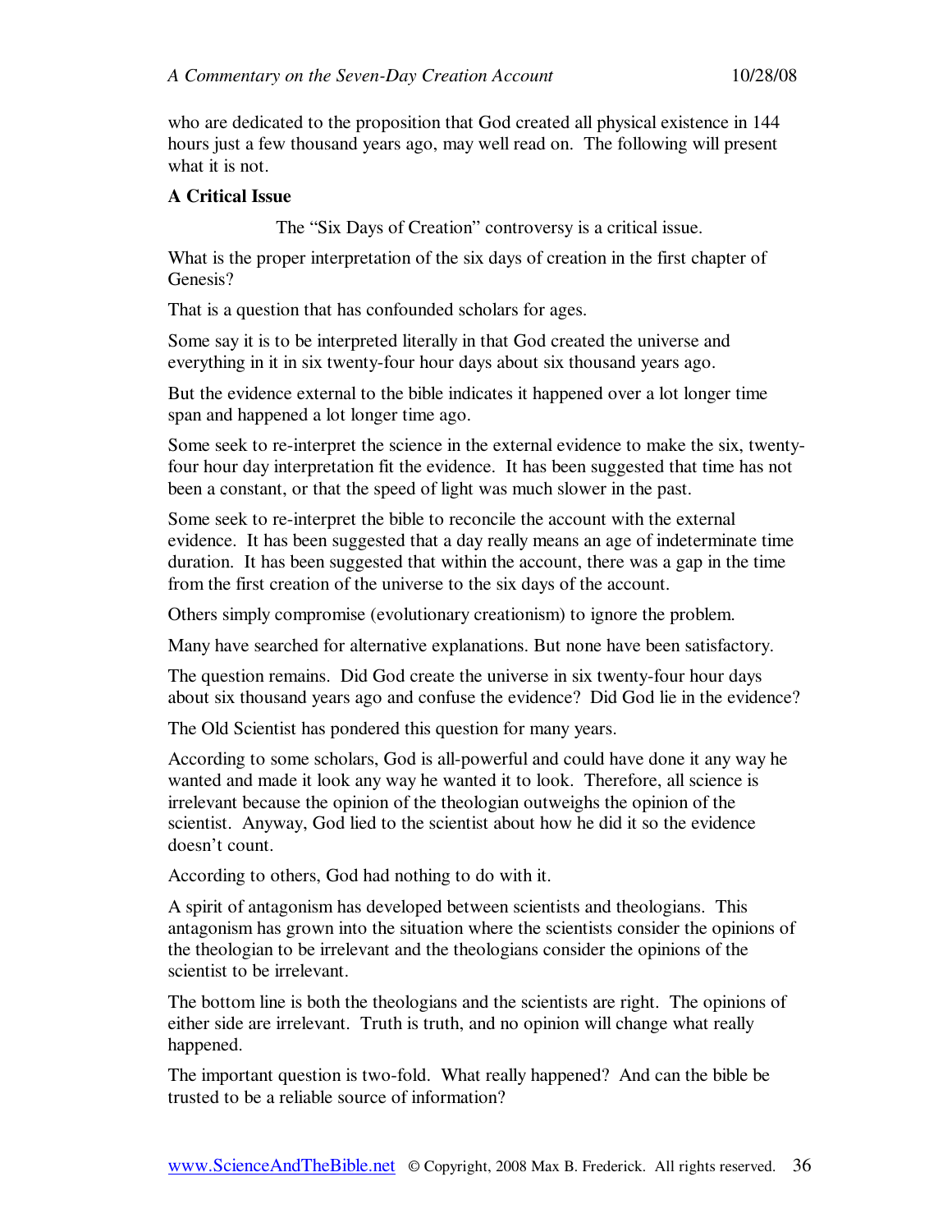who are dedicated to the proposition that God created all physical existence in 144 hours just a few thousand years ago, may well read on. The following will present what it is not.

**A Critical Issue**

The "Six Days of Creation" controversy is a critical issue.

What is the proper interpretation of the six days of creation in the first chapter of Genesis?

That is a question that has confounded scholars for ages.

Some say it is to be interpreted literally in that God created the universe and everything in it in six twenty-four hour days about six thousand years ago.

But the evidence external to the bible indicates it happened over a lot longer time span and happened a lot longer time ago.

Some seek to re-interpret the science in the external evidence to make the six, twenty-four hour day interpretation fit the evidence. It has been suggested that time has not been a constant, or that the speed of light was much slower in the past.

Some seek to re-interpret the bible to reconcile the account with the external evidence. It has been suggested that a day really means an age of indeterminate time duration. It has been suggested that within the account, there was a gap in the time from the first creation of the universe to the six days of the account.

Others simply compromise (evolutionary creationism) to ignore the problem.

Many have searched for alternative explanations. But none have been satisfactory.

The question remains. Did God create the universe in six twenty-four hour days about six thousand years ago and confuse the evidence? Did God lie in the evidence?

The Old Scientist has pondered this question for many years.

According to some scholars, God is all-powerful and could have done it any way he wanted and made it look any way he wanted it to look. Therefore, all science is irrelevant because the opinion of the theologian outweighs the opinion of the scientist. Anyway, God lied to the scientist about how he did it so the evidence doesn't count.

According to others, God had nothing to do with it.

A spirit of antagonism has developed between scientists and theologians. This antagonism has grown into the situation where the scientists consider the opinions of the theologian to be irrelevant and the theologians consider the opinions of the scientist to be irrelevant.

The bottom line is both the theologians and the scientists are right. The opinions of either side are irrelevant. Truth is truth, and no opinion will change what really happened.

The important question is two-fold. What really happened? And can the bible be trusted to be a reliable source of information?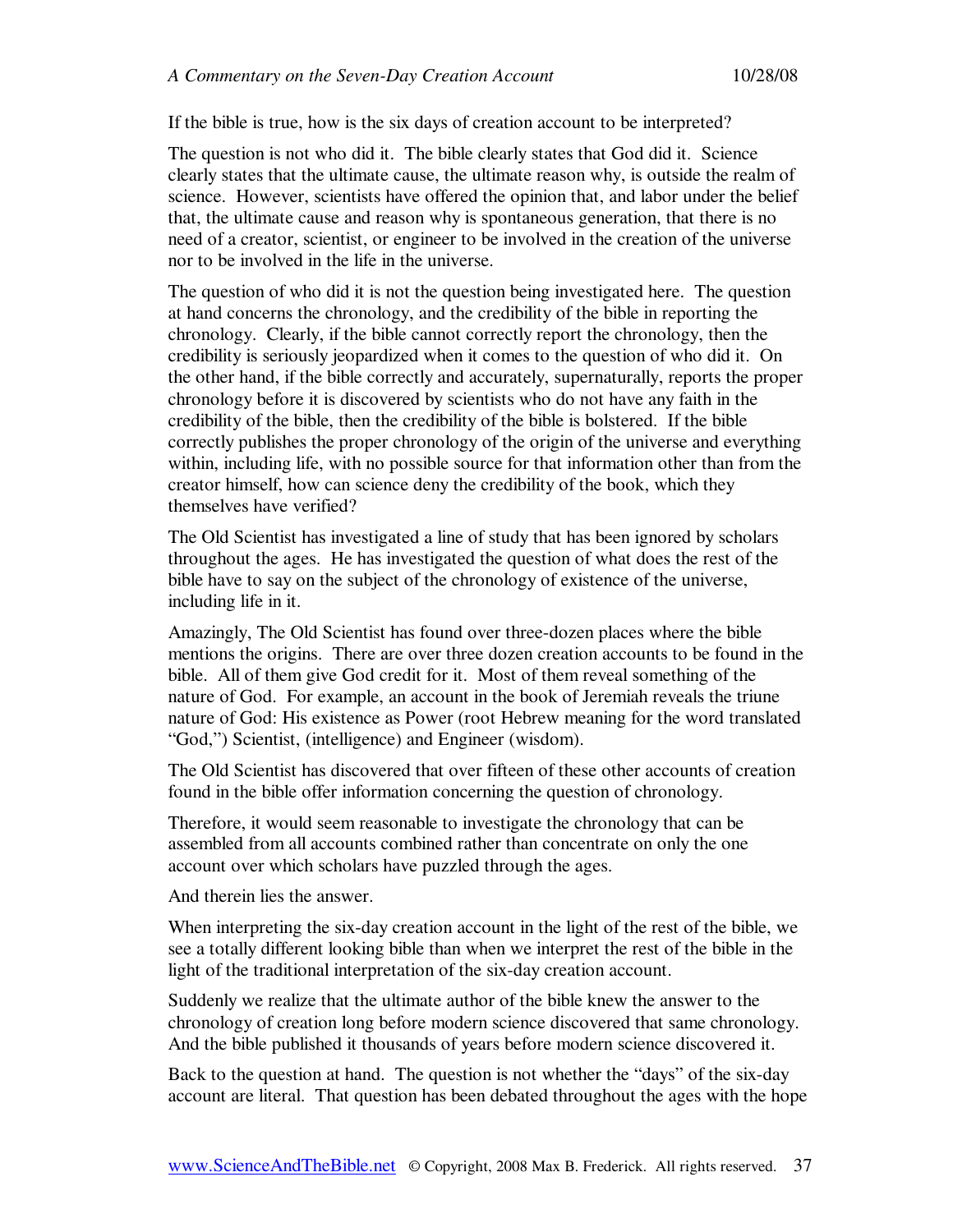If the bible is true, how is the six days of creation account to be interpreted?

The question is not who did it. The bible clearly states that God did it. Science clearly states that the ultimate cause, the ultimate reason why, is outside the realm of science. However, scientists have offered the opinion that, and labor under the belief that, the ultimate cause and reason why is spontaneous generation, that there is no need of a creator, scientist, or engineer to be involved in the creation of the universe nor to be involved in the life in the universe.

The question of who did it is not the question being investigated here. The question at hand concerns the chronology, and the credibility of the bible in reporting the chronology. Clearly, if the bible cannot correctly report the chronology, then the credibility is seriously jeopardized when it comes to the question of who did it. On the other hand, if the bible correctly and accurately, supernaturally, reports the proper chronology before it is discovered by scientists who do not have any faith in the credibility of the bible, then the credibility of the bible is bolstered. If the bible correctly publishes the proper chronology of the origin of the universe and everything within, including life, with no possible source for that information other than from the creator himself, how can science deny the credibility of the book, which they themselves have verified?

The Old Scientist has investigated a line of study that has been ignored by scholars throughout the ages. He has investigated the question of what does the rest of the bible have to say on the subject of the chronology of existence of the universe, including life in it.

Amazingly, The Old Scientist has found over three-dozen places where the bible mentions the origins. There are over three dozen creation accounts to be found in the bible. All of them give God credit for it. Most of them reveal something of the nature of God. For example, an account in the book of Jeremiah reveals the triune nature of God: His existence as Power (root Hebrew meaning for the word translated "God,") Scientist, (intelligence) and Engineer (wisdom).

The Old Scientist has discovered that over fifteen of these other accounts of creation found in the bible offer information concerning the question of chronology.

Therefore, it would seem reasonable to investigate the chronology that can be assembled from all accounts combined rather than concentrate on only the one account over which scholars have puzzled through the ages.

And therein lies the answer.

When interpreting the six-day creation account in the light of the rest of the bible, we see a totally different looking bible than when we interpret the rest of the bible in the light of the traditional interpretation of the six-day creation account.

Suddenly we realize that the ultimate author of the bible knew the answer to the chronology of creation long before modern science discovered that same chronology. And the bible published it thousands of years before modern science discovered it.

Back to the question at hand. The question is not whether the "days" of the six-day account are literal. That question has been debated throughout the ages with the hope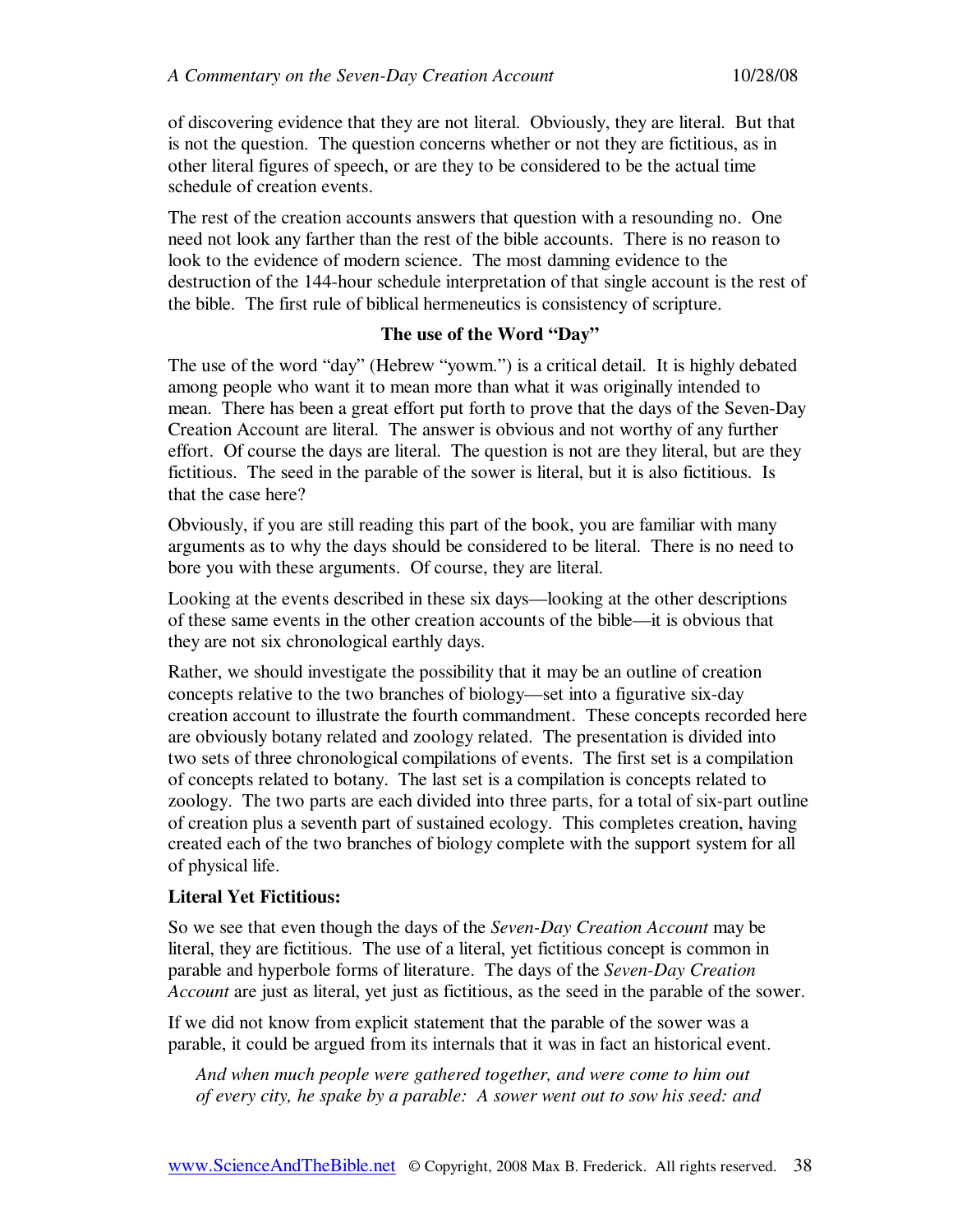of discovering evidence that they are not literal. Obviously, they are literal. But that is not the question. The question concerns whether or not they are fictitious, as in other literal figures of speech, or are they to be considered to be the actual time schedule of creation events.

The rest of the creation accounts answers that question with a resounding no. One need not look any farther than the rest of the bible accounts. There is no reason to look to the evidence of modern science. The most damning evidence to the destruction of the 144-hour schedule interpretation of that single account is the rest of the bible. The first rule of biblical hermeneutics is consistency of scripture.

### The use of the Word "Day"

The use of the word "day" (Hebrew "yowm.") is a critical detail. It is highly debated among people who want it to mean more than what it was originally intended to mean. There has been a great effort put forth to prove that the days of the Seven-Day Creation Account are literal. The answer is obvious and not worthy of any further effort. Of course the days are literal. The question is not are they literal, but are they fictitious. The seed in the parable of the sower is literal, but it is also fictitious. Is that the case here?

Obviously, if you are still reading this part of the book, you are familiar with many arguments as to why the days should be considered to be literal. There is no need to bore you with these arguments. Of course, they are literal.

Looking at the events described in these six days—looking at the other descriptions of these same events in the other creation accounts of the bible—it is obvious that they are not six chronological earthly days.

Rather, we should investigate the possibility that it may be an outline of creation concepts relative to the two branches of biology—set into a figurative six-day creation account to illustrate the fourth commandment. These concepts recorded here are obviously botany related and zoology related. The presentation is divided into two sets of three chronological compilations of events. The first set is a compilation of concepts related to botany. The last set is a compilation is concepts related to zoology. The two parts are each divided into three parts, for a total of six-part outline of creation plus a seventh part of sustained ecology. This completes creation, having created each of the two branches of biology complete with the support system for all of physical life.

**Literal Yet Fictitious:**

So we see that even though the days of the *Seven-Day Creation Account* may be literal, they are fictitious. The use of a literal, yet fictitious concept is common in parable and hyperbole forms of literature. The days of the *Seven-Day Creation Account* are just as literal, yet just as fictitious, as the seed in the parable of the sower.

If we did not know from explicit statement that the parable of the sower was a parable, it could be argued from its internals that it was in fact an historical event.

> *And when much people were gathered together, and were come to him out of every city, he spake by a parable: A sower went out to sow his seed: and*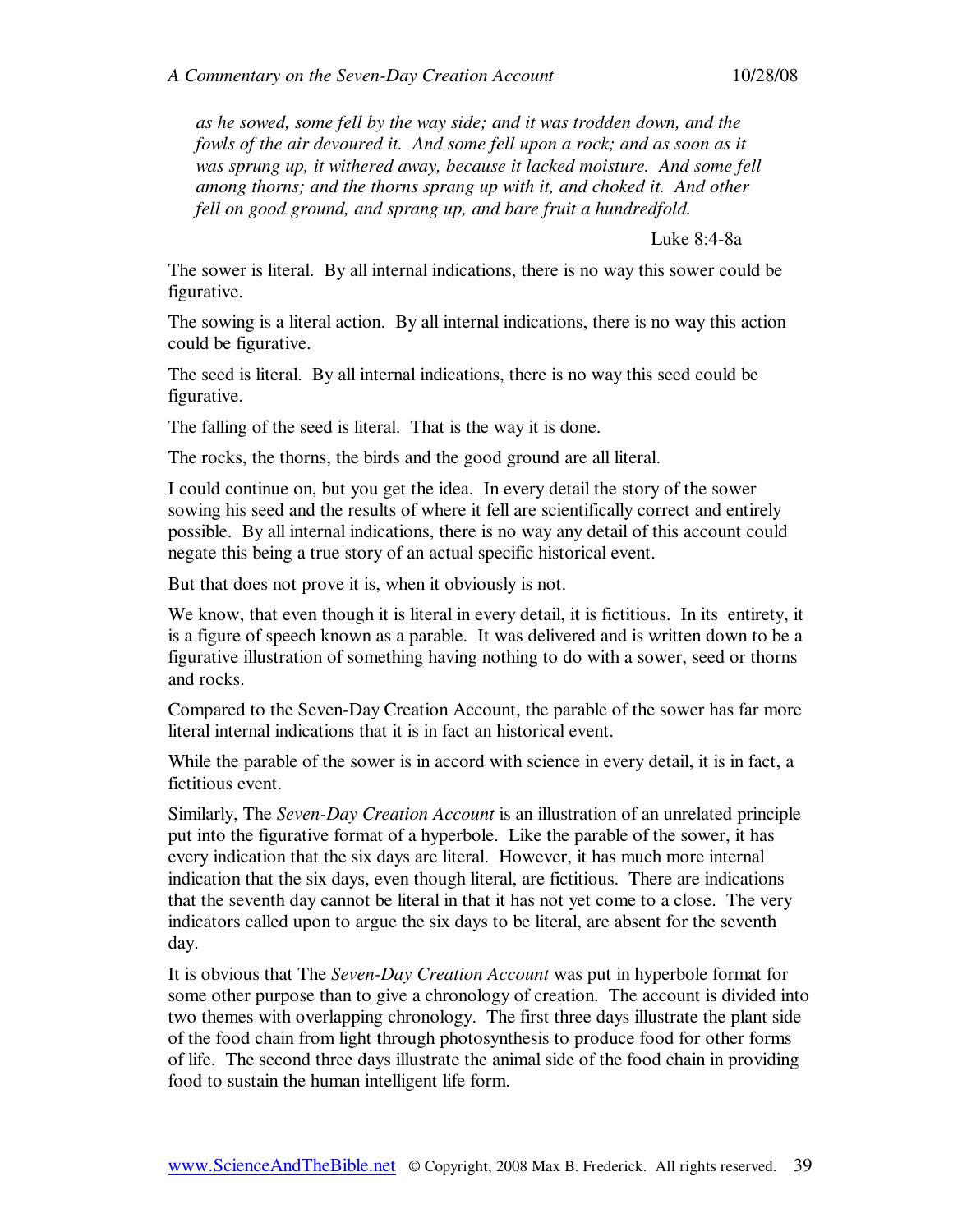*as he sowed, some fell by the way side; and it was trodden down, and the fowls of the air devoured it. And some fell upon a rock; and as soon as it was sprung up, it withered away, because it lacked moisture. And some fell among thorns; and the thorns sprang up with it, and choked it. And other fell on good ground, and sprang up, and bare fruit a hundredfold.*

Luke 8:4-8a

The sower is literal. By all internal indications, there is no way this sower could be figurative.

The sowing is a literal action. By all internal indications, there is no way this action could be figurative.

The seed is literal. By all internal indications, there is no way this seed could be figurative.

The falling of the seed is literal. That is the way it is done.

The rocks, the thorns, the birds and the good ground are all literal.

I could continue on, but you get the idea. In every detail the story of the sower sowing his seed and the results of where it fell are scientifically correct and entirely possible. By all internal indications, there is no way any detail of this account could negate this being a true story of an actual specific historical event.

But that does not prove it is, when it obviously is not.

We know, that even though it is literal in every detail, it is fictitious. In its entirety, it is a figure of speech known as a parable. It was delivered and is written down to be a figurative illustration of something having nothing to do with a sower, seed or thorns and rocks.

Compared to the Seven-Day Creation Account, the parable of the sower has far more literal internal indications that it is in fact an historical event.

While the parable of the sower is in accord with science in every detail, it is in fact, a fictitious event.

Similarly, The *Seven-Day Creation Account* is an illustration of an unrelated principle put into the figurative format of a hyperbole. Like the parable of the sower, it has every indication that the six days are literal. However, it has much more internal indication that the six days, even though literal, are fictitious. There are indications that the seventh day cannot be literal in that it has not yet come to a close. The very indicators called upon to argue the six days to be literal, are absent for the seventh day.

It is obvious that The *Seven-Day Creation Account* was put in hyperbole format for some other purpose than to give a chronology of creation. The account is divided into two themes with overlapping chronology. The first three days illustrate the plant side of the food chain from light through photosynthesis to produce food for other forms of life. The second three days illustrate the animal side of the food chain in providing food to sustain the human intelligent life form.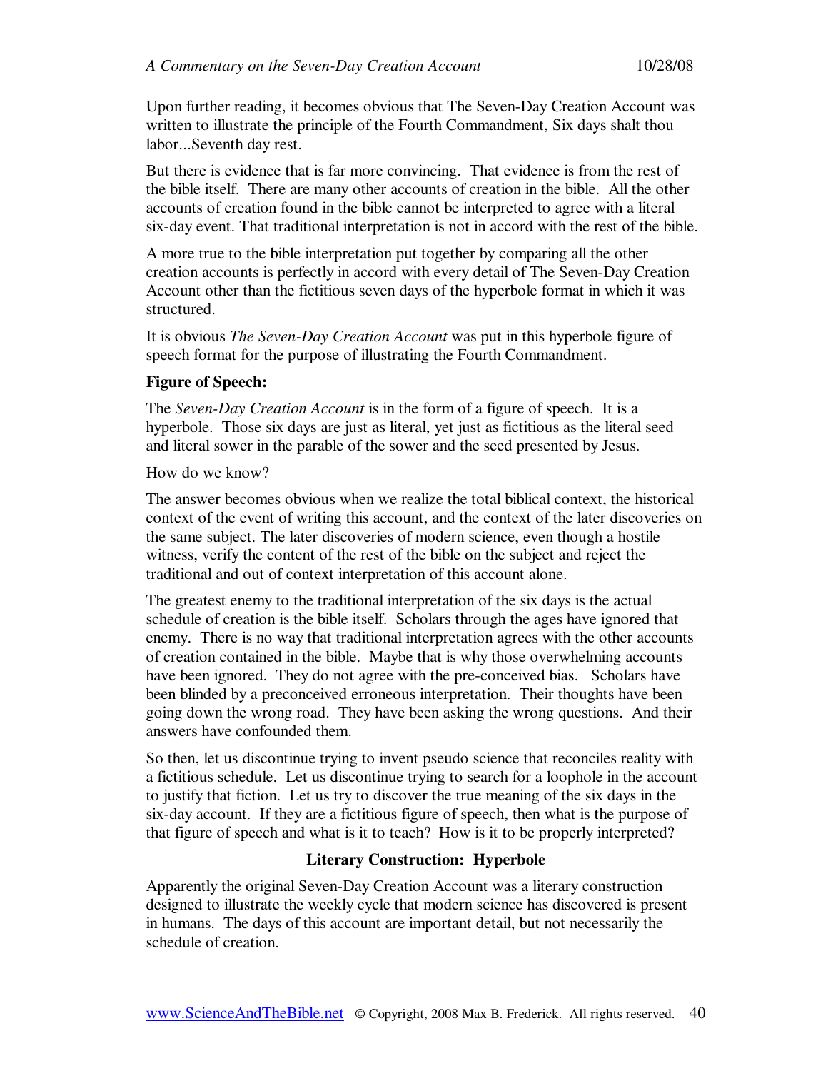Upon further reading, it becomes obvious that The Seven-Day Creation Account was written to illustrate the principle of the Fourth Commandment, Six days shalt thou labor...Seventh day rest.

But there is evidence that is far more convincing. That evidence is from the rest of the bible itself. There are many other accounts of creation in the bible. All the other accounts of creation found in the bible cannot be interpreted to agree with a literal six-day event. That traditional interpretation is not in accord with the rest of the bible.

A more true to the bible interpretation put together by comparing all the other creation accounts is perfectly in accord with every detail of The Seven-Day Creation Account other than the fictitious seven days of the hyperbole format in which it was structured.

It is obvious *The Seven-Day Creation Account* was put in this hyperbole figure of speech format for the purpose of illustrating the Fourth Commandment.

**Figure of Speech:**

The *Seven-Day Creation Account* is in the form of a figure of speech. It is a hyperbole. Those six days are just as literal, yet just as fictitious as the literal seed and literal sower in the parable of the sower and the seed presented by Jesus.

How do we know?

The answer becomes obvious when we realize the total biblical context, the historical context of the event of writing this account, and the context of the later discoveries on the same subject. The later discoveries of modern science, even though a hostile witness, verify the content of the rest of the bible on the subject and reject the traditional and out of context interpretation of this account alone.

The greatest enemy to the traditional interpretation of the six days is the actual schedule of creation is the bible itself. Scholars through the ages have ignored that enemy. There is no way that traditional interpretation agrees with the other accounts of creation contained in the bible. Maybe that is why those overwhelming accounts have been ignored. They do not agree with the pre-conceived bias. Scholars have been blinded by a preconceived erroneous interpretation. Their thoughts have been going down the wrong road. They have been asking the wrong questions. And their answers have confounded them.

So then, let us discontinue trying to invent pseudo science that reconciles reality with a fictitious schedule. Let us discontinue trying to search for a loophole in the account to justify that fiction. Let us try to discover the true meaning of the six days in the six-day account. If they are a fictitious figure of speech, then what is the purpose of that figure of speech and what is it to teach? How is it to be properly interpreted?

## Literary Construction: Hyperbole

Apparently the original Seven-Day Creation Account was a literary construction designed to illustrate the weekly cycle that modern science has discovered is present in humans. The days of this account are important detail, but not necessarily the schedule of creation.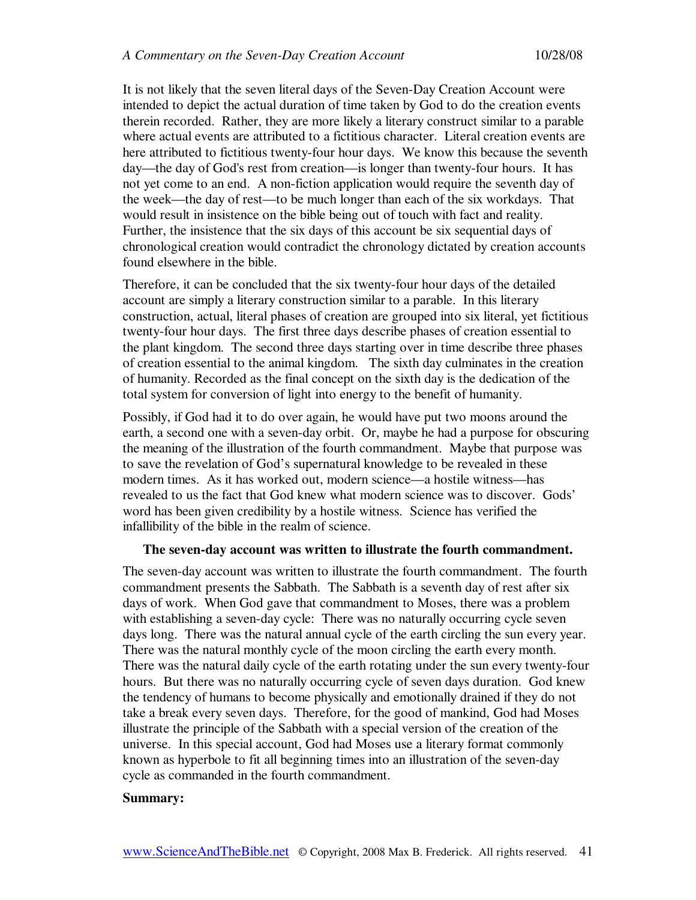It is not likely that the seven literal days of the Seven-Day Creation Account were intended to depict the actual duration of time taken by God to do the creation events therein recorded. Rather, they are more likely a literary construct similar to a parable where actual events are attributed to a fictitious character. Literal creation events are here attributed to fictitious twenty-four hour days. We know this because the seventh day—the day of God's rest from creation—is longer than twenty-four hours. It has not yet come to an end. A non-fiction application would require the seventh day of the week—the day of rest—to be much longer than each of the six workdays. That would result in insistence on the bible being out of touch with fact and reality. Further, the insistence that the six days of this account be six sequential days of chronological creation would contradict the chronology dictated by creation accounts found elsewhere in the bible.

Therefore, it can be concluded that the six twenty-four hour days of the detailed account are simply a literary construction similar to a parable. In this literary construction, actual, literal phases of creation are grouped into six literal, yet fictitious twenty-four hour days. The first three days describe phases of creation essential to the plant kingdom. The second three days starting over in time describe three phases of creation essential to the animal kingdom. The sixth day culminates in the creation of humanity. Recorded as the final concept on the sixth day is the dedication of the total system for conversion of light into energy to the benefit of humanity.

Possibly, if God had it to do over again, he would have put two moons around the earth, a second one with a seven-day orbit. Or, maybe he had a purpose for obscuring the meaning of the illustration of the fourth commandment. Maybe that purpose was to save the revelation of God's supernatural knowledge to be revealed in these modern times. As it has worked out, modern science—a hostile witness—has revealed to us the fact that God knew what modern science was to discover. Gods' word has been given credibility by a hostile witness. Science has verified the infallibility of the bible in the realm of science.

**The seven-day account was written to illustrate the fourth commandment.**

The seven-day account was written to illustrate the fourth commandment. The fourth commandment presents the Sabbath. The Sabbath is a seventh day of rest after six days of work. When God gave that commandment to Moses, there was a problem with establishing a seven-day cycle: There was no naturally occurring cycle seven days long. There was the natural annual cycle of the earth circling the sun every year. There was the natural monthly cycle of the moon circling the earth every month. There was the natural daily cycle of the earth rotating under the sun every twenty-four hours. But there was no naturally occurring cycle of seven days duration. God knew the tendency of humans to become physically and emotionally drained if they do not take a break every seven days. Therefore, for the good of mankind, God had Moses illustrate the principle of the Sabbath with a special version of the creation of the universe. In this special account, God had Moses use a literary format commonly known as hyperbole to fit all beginning times into an illustration of the seven-day cycle as commanded in the fourth commandment.

**Summary:**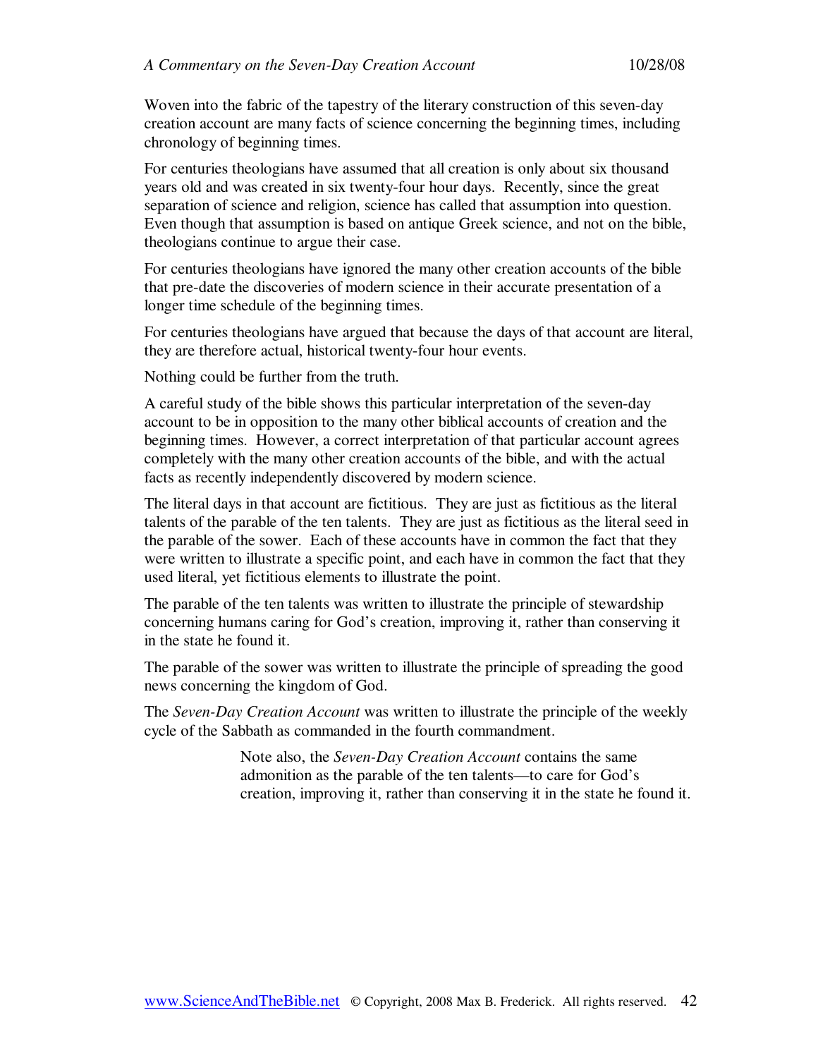Woven into the fabric of the tapestry of the literary construction of this seven-day creation account are many facts of science concerning the beginning times, including chronology of beginning times.

For centuries theologians have assumed that all creation is only about six thousand years old and was created in six twenty-four hour days. Recently, since the great separation of science and religion, science has called that assumption into question. Even though that assumption is based on antique Greek science, and not on the bible, theologians continue to argue their case.

For centuries theologians have ignored the many other creation accounts of the bible that pre-date the discoveries of modern science in their accurate presentation of a longer time schedule of the beginning times.

For centuries theologians have argued that because the days of that account are literal, they are therefore actual, historical twenty-four hour events.

Nothing could be further from the truth.

A careful study of the bible shows this particular interpretation of the seven-day account to be in opposition to the many other biblical accounts of creation and the beginning times. However, a correct interpretation of that particular account agrees completely with the many other creation accounts of the bible, and with the actual facts as recently independently discovered by modern science.

The literal days in that account are fictitious. They are just as fictitious as the literal talents of the parable of the ten talents. They are just as fictitious as the literal seed in the parable of the sower. Each of these accounts have in common the fact that they were written to illustrate a specific point, and each have in common the fact that they used literal, yet fictitious elements to illustrate the point.

The parable of the ten talents was written to illustrate the principle of stewardship concerning humans caring for God's creation, improving it, rather than conserving it in the state he found it.

The parable of the sower was written to illustrate the principle of spreading the good news concerning the kingdom of God.

The *Seven-Day Creation Account* was written to illustrate the principle of the weekly cycle of the Sabbath as commanded in the fourth commandment.

> Note also, the *Seven-Day Creation Account* contains the same admonition as the parable of the ten talents—to care for God's creation, improving it, rather than conserving it in the state he found it.